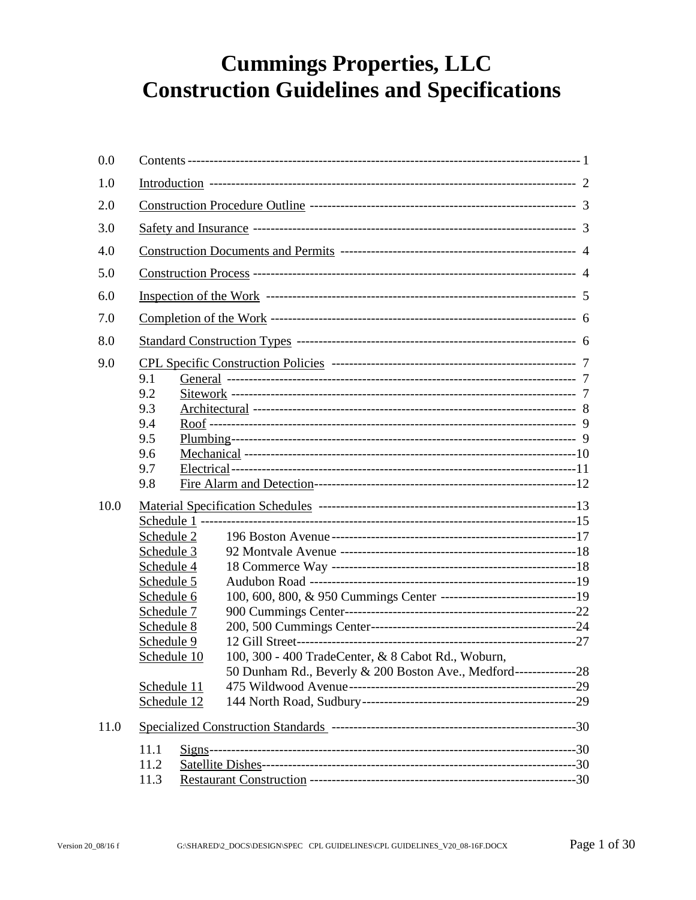# Cummings Properties, LLC
# Construction Guidelines and Specifications

| | | |
|---|---|---|
| 0.0 | Contents | 1 |
| 1.0 | Introduction | 2 |
| 2.0 | Construction Procedure Outline | 3 |
| 3.0 | Safety and Insurance | 3 |
| 4.0 | Construction Documents and Permits | 4 |
| 5.0 | Construction Process | 4 |
| 6.0 | Inspection of the Work | 5 |
| 7.0 | Completion of the Work | 6 |
| 8.0 | Standard Construction Types | 6 |
| 9.0 | CPL Specific Construction Policies | 7 |
| | 9.1 General | 7 |
| | 9.2 Sitework | 7 |
| | 9.3 Architectural | 8 |
| | 9.4 Roof | 9 |
| | 9.5 Plumbing | 9 |
| | 9.6 Mechanical | 10 |
| | 9.7 Electrical | 11 |
| | 9.8 Fire Alarm and Detection | 12 |
| 10.0 | Material Specification Schedules | 13 |
| | Schedule 1 | 15 |
| | Schedule 2 196 Boston Avenue | 17 |
| | Schedule 3 92 Montvale Avenue | 18 |
| | Schedule 4 18 Commerce Way | 18 |
| | Schedule 5 Audubon Road | 19 |
| | Schedule 6 100, 600, 800, & 950 Cummings Center | 19 |
| | Schedule 7 900 Cummings Center | 22 |
| | Schedule 8 200, 500 Cummings Center | 24 |
| | Schedule 9 12 Gill Street | 27 |
| | Schedule 10 100, 300 - 400 TradeCenter, & 8 Cabot Rd., Woburn, 50 Dunham Rd., Beverly & 200 Boston Ave., Medford | 28 |
| | Schedule 11 475 Wildwood Avenue | 29 |
| | Schedule 12 144 North Road, Sudbury | 29 |
| 11.0 | Specialized Construction Standards | 30 |
| | 11.1 Signs | 30 |
| | 11.2 Satellite Dishes | 30 |
| | 11.3 Restaurant Construction | 30 |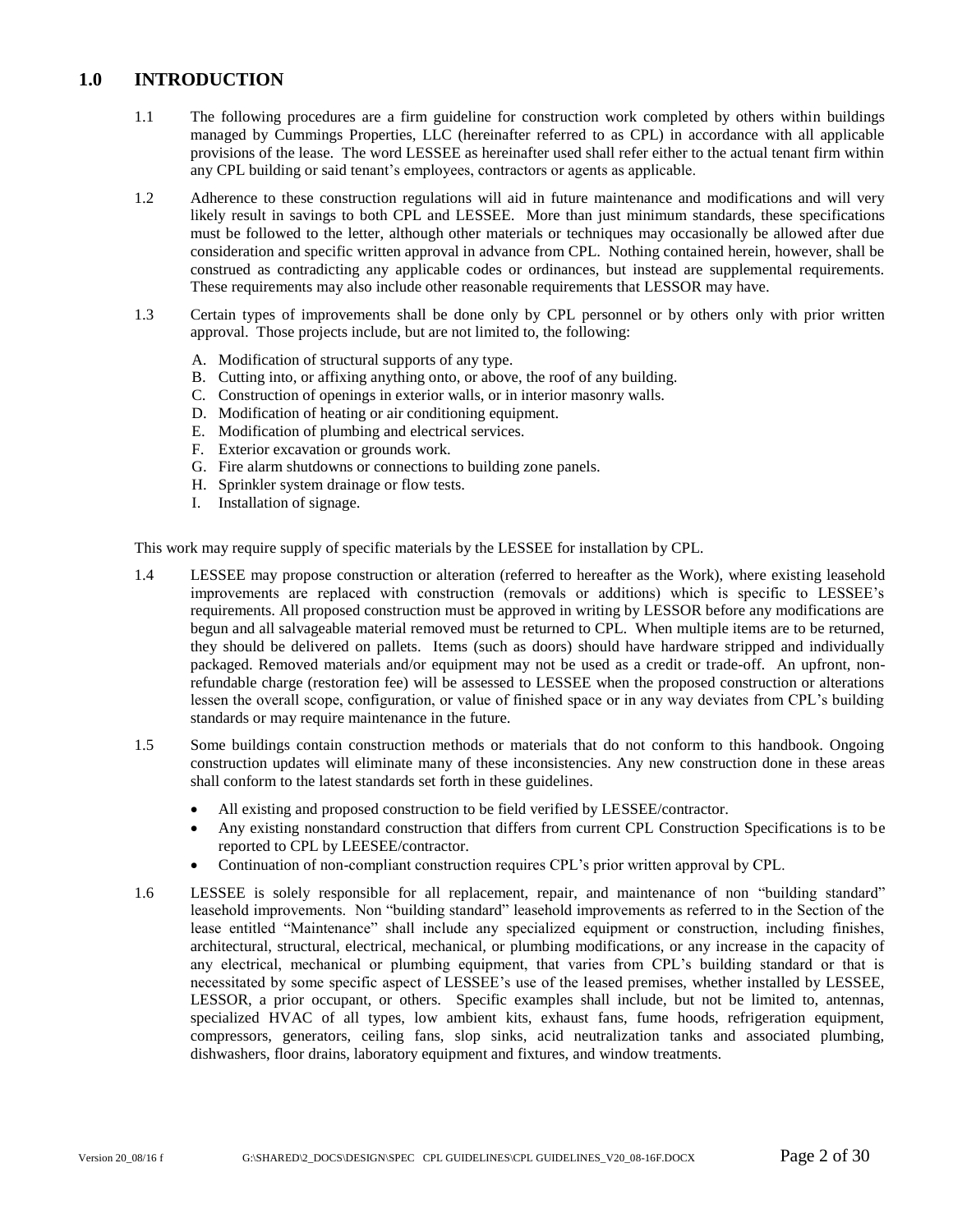## 1.0 INTRODUCTION

1.1 The following procedures are a firm guideline for construction work completed by others within buildings managed by Cummings Properties, LLC (hereinafter referred to as CPL) in accordance with all applicable provisions of the lease. The word LESSEE as hereinafter used shall refer either to the actual tenant firm within any CPL building or said tenant's employees, contractors or agents as applicable.

1.2 Adherence to these construction regulations will aid in future maintenance and modifications and will very likely result in savings to both CPL and LESSEE. More than just minimum standards, these specifications must be followed to the letter, although other materials or techniques may occasionally be allowed after due consideration and specific written approval in advance from CPL. Nothing contained herein, however, shall be construed as contradicting any applicable codes or ordinances, but instead are supplemental requirements. These requirements may also include other reasonable requirements that LESSOR may have.

1.3 Certain types of improvements shall be done only by CPL personnel or by others only with prior written approval. Those projects include, but are not limited to, the following:

A. Modification of structural supports of any type.
B. Cutting into, or affixing anything onto, or above, the roof of any building.
C. Construction of openings in exterior walls, or in interior masonry walls.
D. Modification of heating or air conditioning equipment.
E. Modification of plumbing and electrical services.
F. Exterior excavation or grounds work.
G. Fire alarm shutdowns or connections to building zone panels.
H. Sprinkler system drainage or flow tests.
I. Installation of signage.

This work may require supply of specific materials by the LESSEE for installation by CPL.

1.4 LESSEE may propose construction or alteration (referred to hereafter as the Work), where existing leasehold improvements are replaced with construction (removals or additions) which is specific to LESSEE's requirements. All proposed construction must be approved in writing by LESSOR before any modifications are begun and all salvageable material removed must be returned to CPL. When multiple items are to be returned, they should be delivered on pallets. Items (such as doors) should have hardware stripped and individually packaged. Removed materials and/or equipment may not be used as a credit or trade-off. An upfront, non-refundable charge (restoration fee) will be assessed to LESSEE when the proposed construction or alterations lessen the overall scope, configuration, or value of finished space or in any way deviates from CPL's building standards or may require maintenance in the future.

1.5 Some buildings contain construction methods or materials that do not conform to this handbook. Ongoing construction updates will eliminate many of these inconsistencies. Any new construction done in these areas shall conform to the latest standards set forth in these guidelines.

- All existing and proposed construction to be field verified by LESSEE/contractor.
- Any existing nonstandard construction that differs from current CPL Construction Specifications is to be reported to CPL by LEESEE/contractor.
- Continuation of non-compliant construction requires CPL's prior written approval by CPL.

1.6 LESSEE is solely responsible for all replacement, repair, and maintenance of non "building standard" leasehold improvements. Non "building standard" leasehold improvements as referred to in the Section of the lease entitled "Maintenance" shall include any specialized equipment or construction, including finishes, architectural, structural, electrical, mechanical, or plumbing modifications, or any increase in the capacity of any electrical, mechanical or plumbing equipment, that varies from CPL's building standard or that is necessitated by some specific aspect of LESSEE's use of the leased premises, whether installed by LESSEE, LESSOR, a prior occupant, or others. Specific examples shall include, but not be limited to, antennas, specialized HVAC of all types, low ambient kits, exhaust fans, fume hoods, refrigeration equipment, compressors, generators, ceiling fans, slop sinks, acid neutralization tanks and associated plumbing, dishwashers, floor drains, laboratory equipment and fixtures, and window treatments.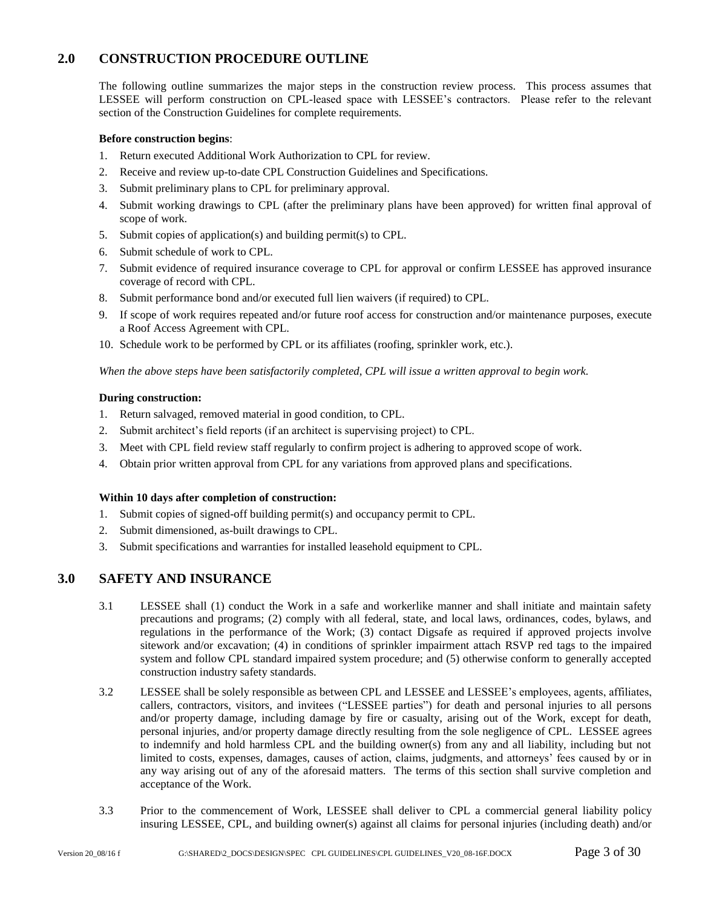## 2.0 CONSTRUCTION PROCEDURE OUTLINE

The following outline summarizes the major steps in the construction review process. This process assumes that LESSEE will perform construction on CPL-leased space with LESSEE's contractors. Please refer to the relevant section of the Construction Guidelines for complete requirements.

**Before construction begins**:

1. Return executed Additional Work Authorization to CPL for review.
2. Receive and review up-to-date CPL Construction Guidelines and Specifications.
3. Submit preliminary plans to CPL for preliminary approval.
4. Submit working drawings to CPL (after the preliminary plans have been approved) for written final approval of scope of work.
5. Submit copies of application(s) and building permit(s) to CPL.
6. Submit schedule of work to CPL.
7. Submit evidence of required insurance coverage to CPL for approval or confirm LESSEE has approved insurance coverage of record with CPL.
8. Submit performance bond and/or executed full lien waivers (if required) to CPL.
9. If scope of work requires repeated and/or future roof access for construction and/or maintenance purposes, execute a Roof Access Agreement with CPL.
10. Schedule work to be performed by CPL or its affiliates (roofing, sprinkler work, etc.).

*When the above steps have been satisfactorily completed, CPL will issue a written approval to begin work.*

**During construction:**

1. Return salvaged, removed material in good condition, to CPL.
2. Submit architect's field reports (if an architect is supervising project) to CPL.
3. Meet with CPL field review staff regularly to confirm project is adhering to approved scope of work.
4. Obtain prior written approval from CPL for any variations from approved plans and specifications.

**Within 10 days after completion of construction:**

1. Submit copies of signed-off building permit(s) and occupancy permit to CPL.
2. Submit dimensioned, as-built drawings to CPL.
3. Submit specifications and warranties for installed leasehold equipment to CPL.

## 3.0 SAFETY AND INSURANCE

3.1 LESSEE shall (1) conduct the Work in a safe and workerlike manner and shall initiate and maintain safety precautions and programs; (2) comply with all federal, state, and local laws, ordinances, codes, bylaws, and regulations in the performance of the Work; (3) contact Digsafe as required if approved projects involve sitework and/or excavation; (4) in conditions of sprinkler impairment attach RSVP red tags to the impaired system and follow CPL standard impaired system procedure; and (5) otherwise conform to generally accepted construction industry safety standards.

3.2 LESSEE shall be solely responsible as between CPL and LESSEE and LESSEE's employees, agents, affiliates, callers, contractors, visitors, and invitees ("LESSEE parties") for death and personal injuries to all persons and/or property damage, including damage by fire or casualty, arising out of the Work, except for death, personal injuries, and/or property damage directly resulting from the sole negligence of CPL. LESSEE agrees to indemnify and hold harmless CPL and the building owner(s) from any and all liability, including but not limited to costs, expenses, damages, causes of action, claims, judgments, and attorneys' fees caused by or in any way arising out of any of the aforesaid matters. The terms of this section shall survive completion and acceptance of the Work.

3.3 Prior to the commencement of Work, LESSEE shall deliver to CPL a commercial general liability policy insuring LESSEE, CPL, and building owner(s) against all claims for personal injuries (including death) and/or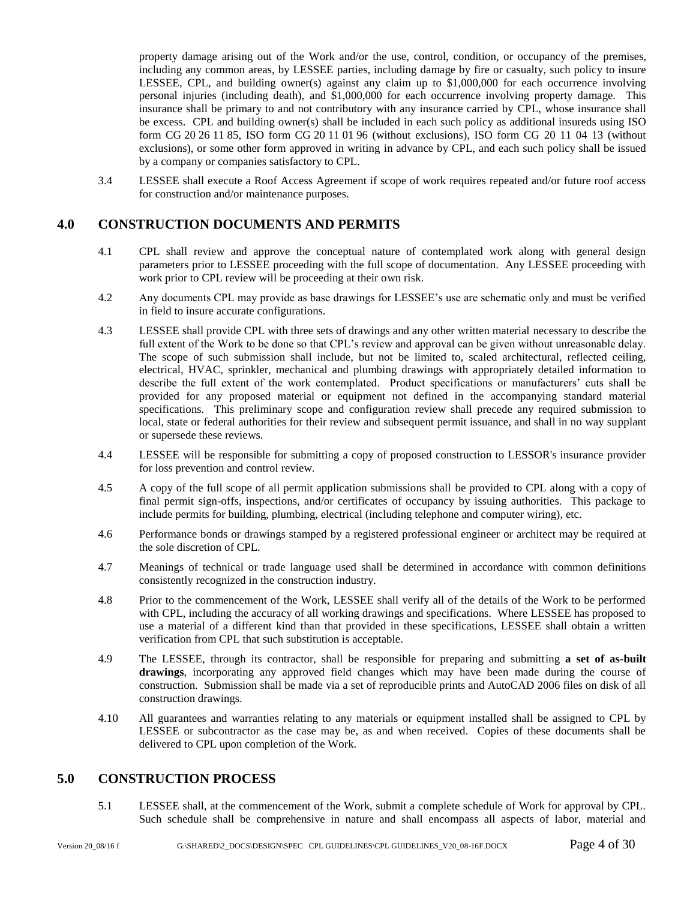property damage arising out of the Work and/or the use, control, condition, or occupancy of the premises, including any common areas, by LESSEE parties, including damage by fire or casualty, such policy to insure LESSEE, CPL, and building owner(s) against any claim up to $1,000,000 for each occurrence involving personal injuries (including death), and $1,000,000 for each occurrence involving property damage. This insurance shall be primary to and not contributory with any insurance carried by CPL, whose insurance shall be excess. CPL and building owner(s) shall be included in each such policy as additional insureds using ISO form CG 20 26 11 85, ISO form CG 20 11 01 96 (without exclusions), ISO form CG 20 11 04 13 (without exclusions), or some other form approved in writing in advance by CPL, and each such policy shall be issued by a company or companies satisfactory to CPL.

3.4 LESSEE shall execute a Roof Access Agreement if scope of work requires repeated and/or future roof access for construction and/or maintenance purposes.

## 4.0 CONSTRUCTION DOCUMENTS AND PERMITS

4.1 CPL shall review and approve the conceptual nature of contemplated work along with general design parameters prior to LESSEE proceeding with the full scope of documentation. Any LESSEE proceeding with work prior to CPL review will be proceeding at their own risk.

4.2 Any documents CPL may provide as base drawings for LESSEE's use are schematic only and must be verified in field to insure accurate configurations.

4.3 LESSEE shall provide CPL with three sets of drawings and any other written material necessary to describe the full extent of the Work to be done so that CPL's review and approval can be given without unreasonable delay. The scope of such submission shall include, but not be limited to, scaled architectural, reflected ceiling, electrical, HVAC, sprinkler, mechanical and plumbing drawings with appropriately detailed information to describe the full extent of the work contemplated. Product specifications or manufacturers' cuts shall be provided for any proposed material or equipment not defined in the accompanying standard material specifications. This preliminary scope and configuration review shall precede any required submission to local, state or federal authorities for their review and subsequent permit issuance, and shall in no way supplant or supersede these reviews.

4.4 LESSEE will be responsible for submitting a copy of proposed construction to LESSOR's insurance provider for loss prevention and control review.

4.5 A copy of the full scope of all permit application submissions shall be provided to CPL along with a copy of final permit sign-offs, inspections, and/or certificates of occupancy by issuing authorities. This package to include permits for building, plumbing, electrical (including telephone and computer wiring), etc.

4.6 Performance bonds or drawings stamped by a registered professional engineer or architect may be required at the sole discretion of CPL.

4.7 Meanings of technical or trade language used shall be determined in accordance with common definitions consistently recognized in the construction industry.

4.8 Prior to the commencement of the Work, LESSEE shall verify all of the details of the Work to be performed with CPL, including the accuracy of all working drawings and specifications. Where LESSEE has proposed to use a material of a different kind than that provided in these specifications, LESSEE shall obtain a written verification from CPL that such substitution is acceptable.

4.9 The LESSEE, through its contractor, shall be responsible for preparing and submitting **a set of as-built drawings**, incorporating any approved field changes which may have been made during the course of construction. Submission shall be made via a set of reproducible prints and AutoCAD 2006 files on disk of all construction drawings.

4.10 All guarantees and warranties relating to any materials or equipment installed shall be assigned to CPL by LESSEE or subcontractor as the case may be, as and when received. Copies of these documents shall be delivered to CPL upon completion of the Work.

## 5.0 CONSTRUCTION PROCESS

5.1 LESSEE shall, at the commencement of the Work, submit a complete schedule of Work for approval by CPL. Such schedule shall be comprehensive in nature and shall encompass all aspects of labor, material and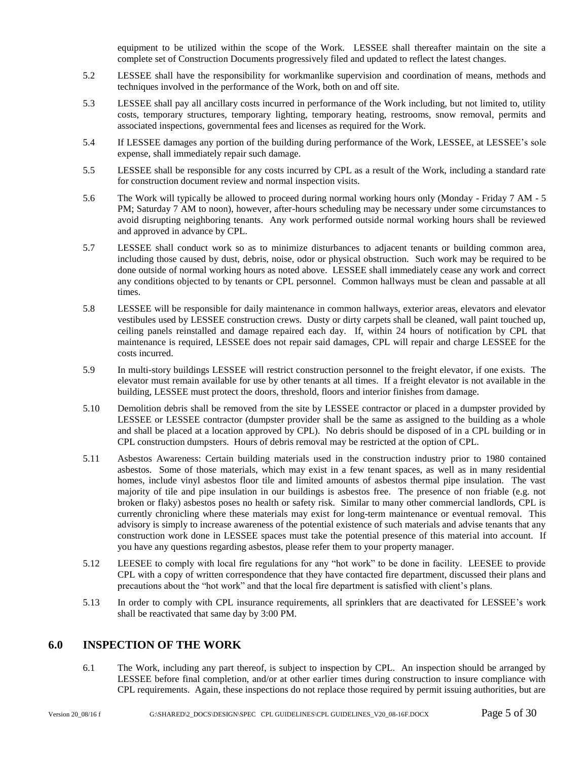equipment to be utilized within the scope of the Work. LESSEE shall thereafter maintain on the site a complete set of Construction Documents progressively filed and updated to reflect the latest changes.

5.2 LESSEE shall have the responsibility for workmanlike supervision and coordination of means, methods and techniques involved in the performance of the Work, both on and off site.

5.3 LESSEE shall pay all ancillary costs incurred in performance of the Work including, but not limited to, utility costs, temporary structures, temporary lighting, temporary heating, restrooms, snow removal, permits and associated inspections, governmental fees and licenses as required for the Work.

5.4 If LESSEE damages any portion of the building during performance of the Work, LESSEE, at LESSEE's sole expense, shall immediately repair such damage.

5.5 LESSEE shall be responsible for any costs incurred by CPL as a result of the Work, including a standard rate for construction document review and normal inspection visits.

5.6 The Work will typically be allowed to proceed during normal working hours only (Monday - Friday 7 AM - 5 PM; Saturday 7 AM to noon), however, after-hours scheduling may be necessary under some circumstances to avoid disrupting neighboring tenants. Any work performed outside normal working hours shall be reviewed and approved in advance by CPL.

5.7 LESSEE shall conduct work so as to minimize disturbances to adjacent tenants or building common area, including those caused by dust, debris, noise, odor or physical obstruction. Such work may be required to be done outside of normal working hours as noted above. LESSEE shall immediately cease any work and correct any conditions objected to by tenants or CPL personnel. Common hallways must be clean and passable at all times.

5.8 LESSEE will be responsible for daily maintenance in common hallways, exterior areas, elevators and elevator vestibules used by LESSEE construction crews. Dusty or dirty carpets shall be cleaned, wall paint touched up, ceiling panels reinstalled and damage repaired each day. If, within 24 hours of notification by CPL that maintenance is required, LESSEE does not repair said damages, CPL will repair and charge LESSEE for the costs incurred.

5.9 In multi-story buildings LESSEE will restrict construction personnel to the freight elevator, if one exists. The elevator must remain available for use by other tenants at all times. If a freight elevator is not available in the building, LESSEE must protect the doors, threshold, floors and interior finishes from damage.

5.10 Demolition debris shall be removed from the site by LESSEE contractor or placed in a dumpster provided by LESSEE or LESSEE contractor (dumpster provider shall be the same as assigned to the building as a whole and shall be placed at a location approved by CPL). No debris should be disposed of in a CPL building or in CPL construction dumpsters. Hours of debris removal may be restricted at the option of CPL.

5.11 Asbestos Awareness: Certain building materials used in the construction industry prior to 1980 contained asbestos. Some of those materials, which may exist in a few tenant spaces, as well as in many residential homes, include vinyl asbestos floor tile and limited amounts of asbestos thermal pipe insulation. The vast majority of tile and pipe insulation in our buildings is asbestos free. The presence of non friable (e.g. not broken or flaky) asbestos poses no health or safety risk. Similar to many other commercial landlords, CPL is currently chronicling where these materials may exist for long-term maintenance or eventual removal. This advisory is simply to increase awareness of the potential existence of such materials and advise tenants that any construction work done in LESSEE spaces must take the potential presence of this material into account. If you have any questions regarding asbestos, please refer them to your property manager.

5.12 LEESEE to comply with local fire regulations for any "hot work" to be done in facility. LEESEE to provide CPL with a copy of written correspondence that they have contacted fire department, discussed their plans and precautions about the "hot work" and that the local fire department is satisfied with client's plans.

5.13 In order to comply with CPL insurance requirements, all sprinklers that are deactivated for LESSEE's work shall be reactivated that same day by 3:00 PM.

## 6.0 INSPECTION OF THE WORK

6.1 The Work, including any part thereof, is subject to inspection by CPL. An inspection should be arranged by LESSEE before final completion, and/or at other earlier times during construction to insure compliance with CPL requirements. Again, these inspections do not replace those required by permit issuing authorities, but are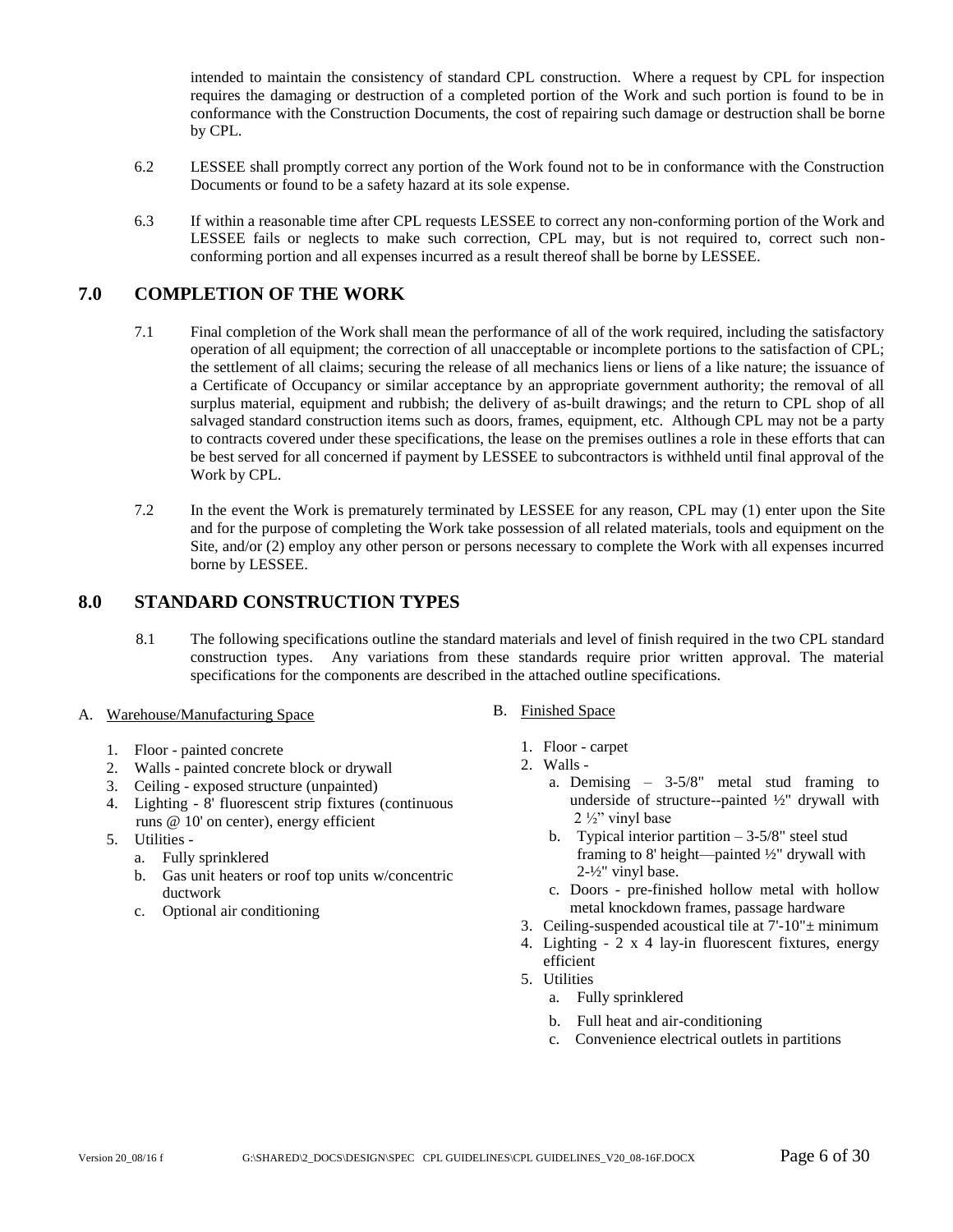intended to maintain the consistency of standard CPL construction. Where a request by CPL for inspection requires the damaging or destruction of a completed portion of the Work and such portion is found to be in conformance with the Construction Documents, the cost of repairing such damage or destruction shall be borne by CPL.

6.2 LESSEE shall promptly correct any portion of the Work found not to be in conformance with the Construction Documents or found to be a safety hazard at its sole expense.

6.3 If within a reasonable time after CPL requests LESSEE to correct any non-conforming portion of the Work and LESSEE fails or neglects to make such correction, CPL may, but is not required to, correct such non-conforming portion and all expenses incurred as a result thereof shall be borne by LESSEE.

## 7.0 COMPLETION OF THE WORK

7.1 Final completion of the Work shall mean the performance of all of the work required, including the satisfactory operation of all equipment; the correction of all unacceptable or incomplete portions to the satisfaction of CPL; the settlement of all claims; securing the release of all mechanics liens or liens of a like nature; the issuance of a Certificate of Occupancy or similar acceptance by an appropriate government authority; the removal of all surplus material, equipment and rubbish; the delivery of as-built drawings; and the return to CPL shop of all salvaged standard construction items such as doors, frames, equipment, etc. Although CPL may not be a party to contracts covered under these specifications, the lease on the premises outlines a role in these efforts that can be best served for all concerned if payment by LESSEE to subcontractors is withheld until final approval of the Work by CPL.

7.2 In the event the Work is prematurely terminated by LESSEE for any reason, CPL may (1) enter upon the Site and for the purpose of completing the Work take possession of all related materials, tools and equipment on the Site, and/or (2) employ any other person or persons necessary to complete the Work with all expenses incurred borne by LESSEE.

## 8.0 STANDARD CONSTRUCTION TYPES

8.1 The following specifications outline the standard materials and level of finish required in the two CPL standard construction types. Any variations from these standards require prior written approval. The material specifications for the components are described in the attached outline specifications.

A. Warehouse/Manufacturing Space

1. Floor - painted concrete
2. Walls - painted concrete block or drywall
3. Ceiling - exposed structure (unpainted)
4. Lighting - 8' fluorescent strip fixtures (continuous runs @ 10' on center), energy efficient
5. Utilities -
   a. Fully sprinklered
   b. Gas unit heaters or roof top units w/concentric ductwork
   c. Optional air conditioning

B. Finished Space

1. Floor - carpet
2. Walls -
   a. Demising – 3-5/8" metal stud framing to underside of structure--painted ½" drywall with 2 ½" vinyl base
   b. Typical interior partition – 3-5/8" steel stud framing to 8' height—painted ½" drywall with 2-½" vinyl base.
   c. Doors - pre-finished hollow metal with hollow metal knockdown frames, passage hardware
3. Ceiling-suspended acoustical tile at 7'-10"± minimum
4. Lighting - 2 x 4 lay-in fluorescent fixtures, energy efficient
5. Utilities
   a. Fully sprinklered
   b. Full heat and air-conditioning
   c. Convenience electrical outlets in partitions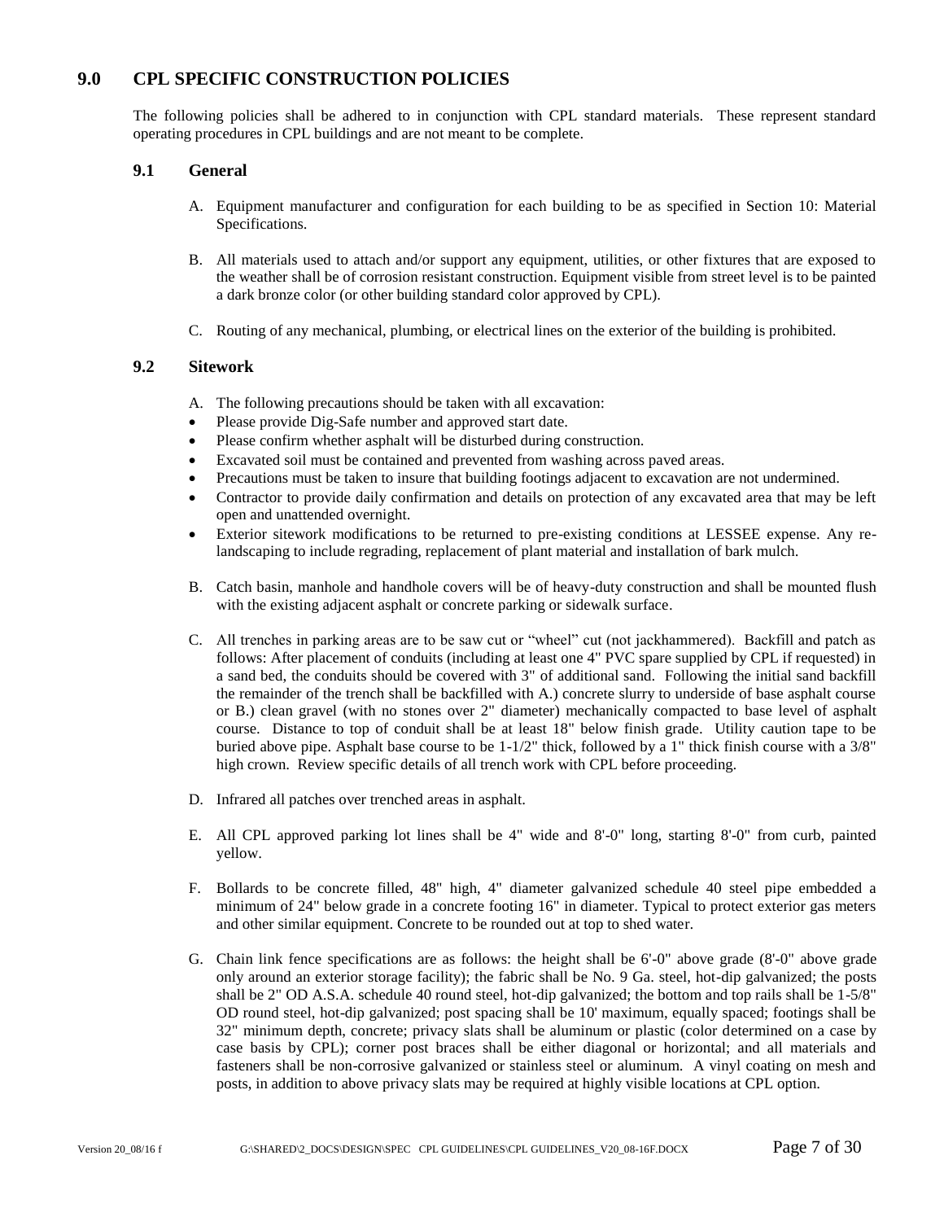## 9.0 CPL SPECIFIC CONSTRUCTION POLICIES

The following policies shall be adhered to in conjunction with CPL standard materials. These represent standard operating procedures in CPL buildings and are not meant to be complete.

### 9.1 General

A. Equipment manufacturer and configuration for each building to be as specified in Section 10: Material Specifications.

B. All materials used to attach and/or support any equipment, utilities, or other fixtures that are exposed to the weather shall be of corrosion resistant construction. Equipment visible from street level is to be painted a dark bronze color (or other building standard color approved by CPL).

C. Routing of any mechanical, plumbing, or electrical lines on the exterior of the building is prohibited.

### 9.2 Sitework

A. The following precautions should be taken with all excavation:

- Please provide Dig-Safe number and approved start date.
- Please confirm whether asphalt will be disturbed during construction.
- Excavated soil must be contained and prevented from washing across paved areas.
- Precautions must be taken to insure that building footings adjacent to excavation are not undermined.
- Contractor to provide daily confirmation and details on protection of any excavated area that may be left open and unattended overnight.
- Exterior sitework modifications to be returned to pre-existing conditions at LESSEE expense. Any re-landscaping to include regrading, replacement of plant material and installation of bark mulch.

B. Catch basin, manhole and handhole covers will be of heavy-duty construction and shall be mounted flush with the existing adjacent asphalt or concrete parking or sidewalk surface.

C. All trenches in parking areas are to be saw cut or "wheel" cut (not jackhammered). Backfill and patch as follows: After placement of conduits (including at least one 4" PVC spare supplied by CPL if requested) in a sand bed, the conduits should be covered with 3" of additional sand. Following the initial sand backfill the remainder of the trench shall be backfilled with A.) concrete slurry to underside of base asphalt course or B.) clean gravel (with no stones over 2" diameter) mechanically compacted to base level of asphalt course. Distance to top of conduit shall be at least 18" below finish grade. Utility caution tape to be buried above pipe. Asphalt base course to be 1-1/2" thick, followed by a 1" thick finish course with a 3/8" high crown. Review specific details of all trench work with CPL before proceeding.

D. Infrared all patches over trenched areas in asphalt.

E. All CPL approved parking lot lines shall be 4" wide and 8'-0" long, starting 8'-0" from curb, painted yellow.

F. Bollards to be concrete filled, 48" high, 4" diameter galvanized schedule 40 steel pipe embedded a minimum of 24" below grade in a concrete footing 16" in diameter. Typical to protect exterior gas meters and other similar equipment. Concrete to be rounded out at top to shed water.

G. Chain link fence specifications are as follows: the height shall be 6'-0" above grade (8'-0" above grade only around an exterior storage facility); the fabric shall be No. 9 Ga. steel, hot-dip galvanized; the posts shall be 2" OD A.S.A. schedule 40 round steel, hot-dip galvanized; the bottom and top rails shall be 1-5/8" OD round steel, hot-dip galvanized; post spacing shall be 10' maximum, equally spaced; footings shall be 32" minimum depth, concrete; privacy slats shall be aluminum or plastic (color determined on a case by case basis by CPL); corner post braces shall be either diagonal or horizontal; and all materials and fasteners shall be non-corrosive galvanized or stainless steel or aluminum. A vinyl coating on mesh and posts, in addition to above privacy slats may be required at highly visible locations at CPL option.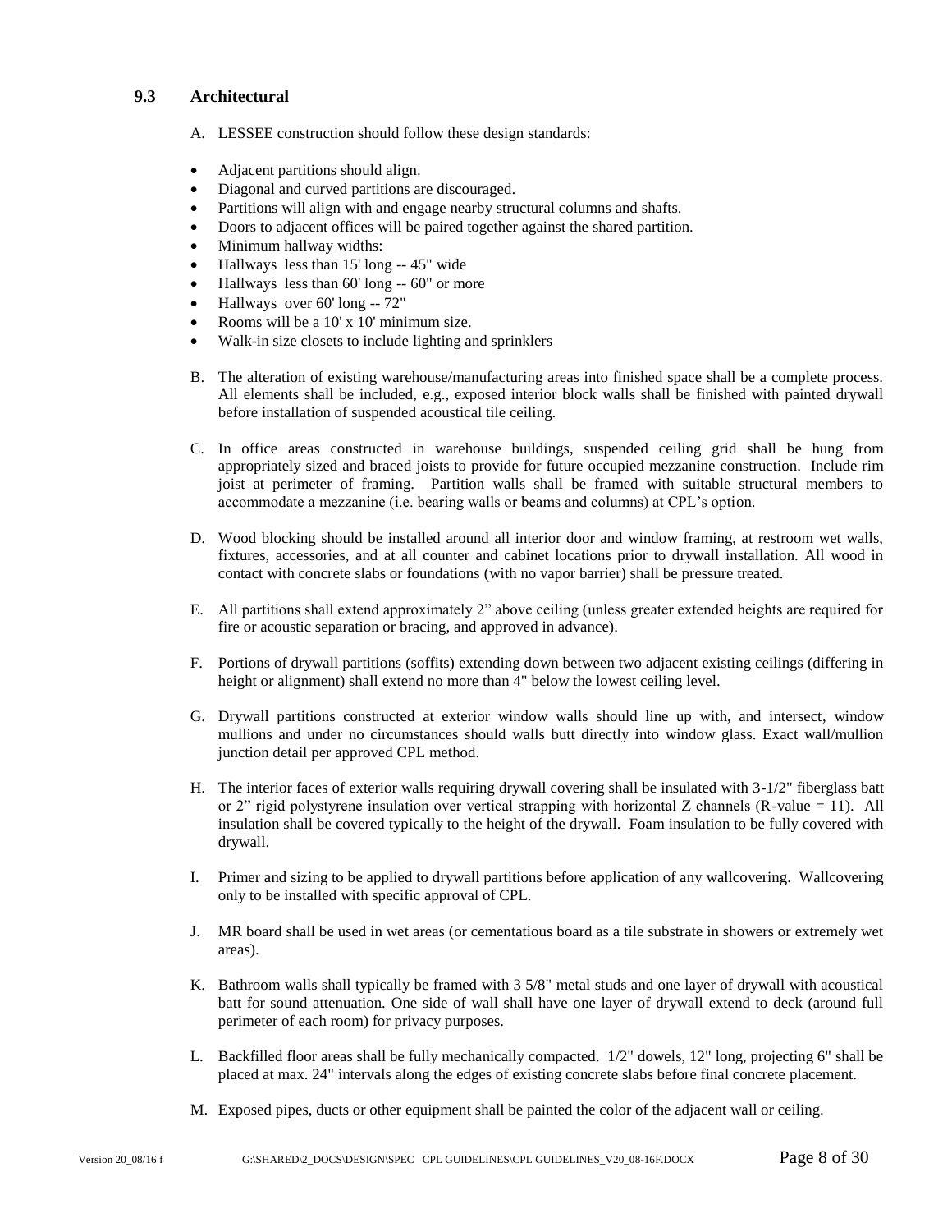## 9.3 Architectural

A. LESSEE construction should follow these design standards:

- Adjacent partitions should align.
- Diagonal and curved partitions are discouraged.
- Partitions will align with and engage nearby structural columns and shafts.
- Doors to adjacent offices will be paired together against the shared partition.
- Minimum hallway widths:
- Hallways less than 15' long -- 45" wide
- Hallways less than 60' long -- 60" or more
- Hallways over 60' long -- 72"
- Rooms will be a 10' x 10' minimum size.
- Walk-in size closets to include lighting and sprinklers

B. The alteration of existing warehouse/manufacturing areas into finished space shall be a complete process. All elements shall be included, e.g., exposed interior block walls shall be finished with painted drywall before installation of suspended acoustical tile ceiling.

C. In office areas constructed in warehouse buildings, suspended ceiling grid shall be hung from appropriately sized and braced joists to provide for future occupied mezzanine construction. Include rim joist at perimeter of framing. Partition walls shall be framed with suitable structural members to accommodate a mezzanine (i.e. bearing walls or beams and columns) at CPL's option.

D. Wood blocking should be installed around all interior door and window framing, at restroom wet walls, fixtures, accessories, and at all counter and cabinet locations prior to drywall installation. All wood in contact with concrete slabs or foundations (with no vapor barrier) shall be pressure treated.

E. All partitions shall extend approximately 2" above ceiling (unless greater extended heights are required for fire or acoustic separation or bracing, and approved in advance).

F. Portions of drywall partitions (soffits) extending down between two adjacent existing ceilings (differing in height or alignment) shall extend no more than 4" below the lowest ceiling level.

G. Drywall partitions constructed at exterior window walls should line up with, and intersect, window mullions and under no circumstances should walls butt directly into window glass. Exact wall/mullion junction detail per approved CPL method.

H. The interior faces of exterior walls requiring drywall covering shall be insulated with 3-1/2" fiberglass batt or 2" rigid polystyrene insulation over vertical strapping with horizontal Z channels (R-value = 11). All insulation shall be covered typically to the height of the drywall. Foam insulation to be fully covered with drywall.

I. Primer and sizing to be applied to drywall partitions before application of any wallcovering. Wallcovering only to be installed with specific approval of CPL.

J. MR board shall be used in wet areas (or cementatious board as a tile substrate in showers or extremely wet areas).

K. Bathroom walls shall typically be framed with 3 5/8" metal studs and one layer of drywall with acoustical batt for sound attenuation. One side of wall shall have one layer of drywall extend to deck (around full perimeter of each room) for privacy purposes.

L. Backfilled floor areas shall be fully mechanically compacted. 1/2" dowels, 12" long, projecting 6" shall be placed at max. 24" intervals along the edges of existing concrete slabs before final concrete placement.

M. Exposed pipes, ducts or other equipment shall be painted the color of the adjacent wall or ceiling.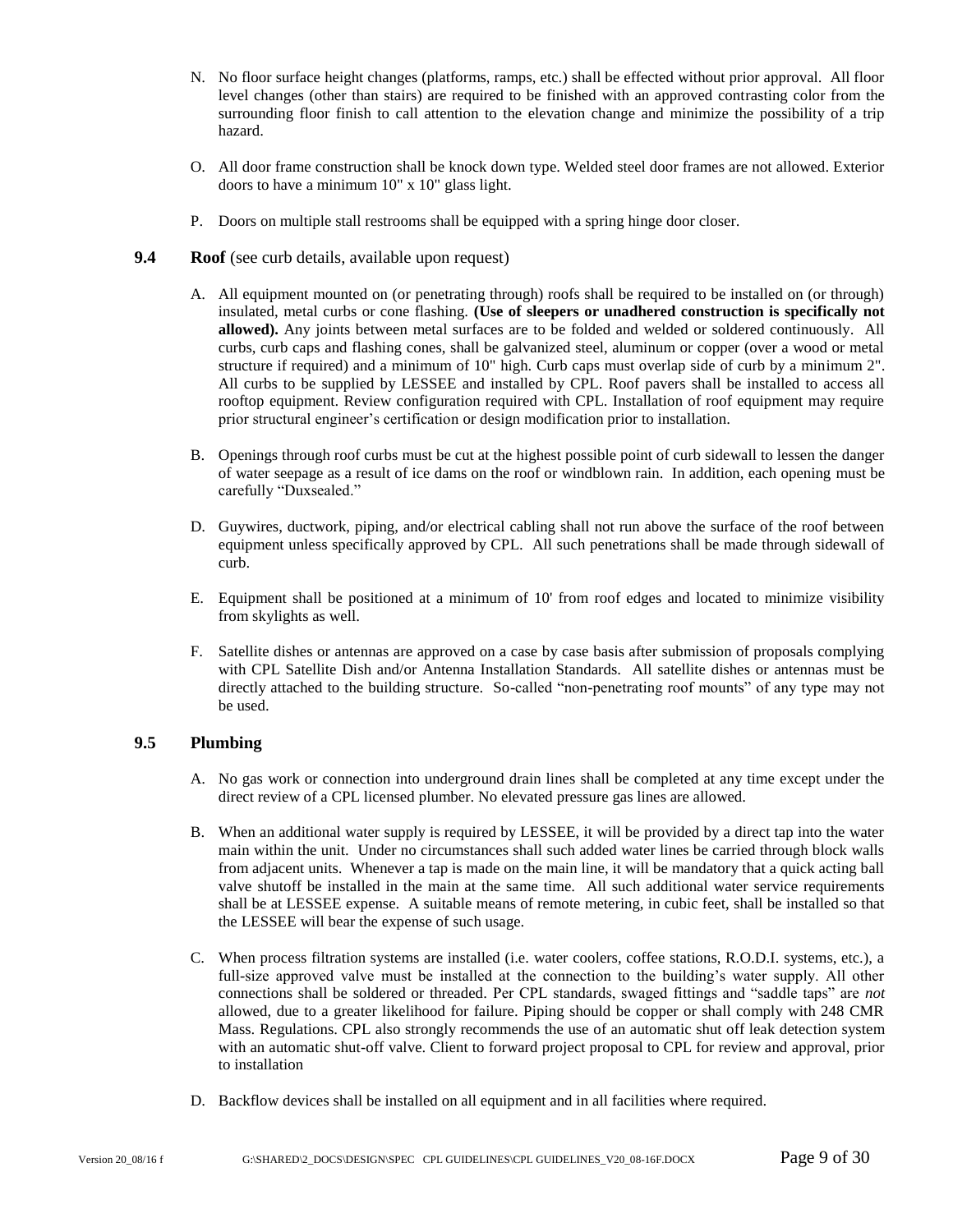N. No floor surface height changes (platforms, ramps, etc.) shall be effected without prior approval. All floor level changes (other than stairs) are required to be finished with an approved contrasting color from the surrounding floor finish to call attention to the elevation change and minimize the possibility of a trip hazard.

O. All door frame construction shall be knock down type. Welded steel door frames are not allowed. Exterior doors to have a minimum 10" x 10" glass light.

P. Doors on multiple stall restrooms shall be equipped with a spring hinge door closer.

### 9.4 **Roof** (see curb details, available upon request)

A. All equipment mounted on (or penetrating through) roofs shall be required to be installed on (or through) insulated, metal curbs or cone flashing. **(Use of sleepers or unadhered construction is specifically not allowed).** Any joints between metal surfaces are to be folded and welded or soldered continuously. All curbs, curb caps and flashing cones, shall be galvanized steel, aluminum or copper (over a wood or metal structure if required) and a minimum of 10" high. Curb caps must overlap side of curb by a minimum 2". All curbs to be supplied by LESSEE and installed by CPL. Roof pavers shall be installed to access all rooftop equipment. Review configuration required with CPL. Installation of roof equipment may require prior structural engineer's certification or design modification prior to installation.

B. Openings through roof curbs must be cut at the highest possible point of curb sidewall to lessen the danger of water seepage as a result of ice dams on the roof or windblown rain. In addition, each opening must be carefully "Duxsealed."

D. Guywires, ductwork, piping, and/or electrical cabling shall not run above the surface of the roof between equipment unless specifically approved by CPL. All such penetrations shall be made through sidewall of curb.

E. Equipment shall be positioned at a minimum of 10' from roof edges and located to minimize visibility from skylights as well.

F. Satellite dishes or antennas are approved on a case by case basis after submission of proposals complying with CPL Satellite Dish and/or Antenna Installation Standards. All satellite dishes or antennas must be directly attached to the building structure. So-called "non-penetrating roof mounts" of any type may not be used.

### 9.5 **Plumbing**

A. No gas work or connection into underground drain lines shall be completed at any time except under the direct review of a CPL licensed plumber. No elevated pressure gas lines are allowed.

B. When an additional water supply is required by LESSEE, it will be provided by a direct tap into the water main within the unit. Under no circumstances shall such added water lines be carried through block walls from adjacent units. Whenever a tap is made on the main line, it will be mandatory that a quick acting ball valve shutoff be installed in the main at the same time. All such additional water service requirements shall be at LESSEE expense. A suitable means of remote metering, in cubic feet, shall be installed so that the LESSEE will bear the expense of such usage.

C. When process filtration systems are installed (i.e. water coolers, coffee stations, R.O.D.I. systems, etc.), a full-size approved valve must be installed at the connection to the building's water supply. All other connections shall be soldered or threaded. Per CPL standards, swaged fittings and "saddle taps" are *not* allowed, due to a greater likelihood for failure. Piping should be copper or shall comply with 248 CMR Mass. Regulations. CPL also strongly recommends the use of an automatic shut off leak detection system with an automatic shut-off valve. Client to forward project proposal to CPL for review and approval, prior to installation

D. Backflow devices shall be installed on all equipment and in all facilities where required.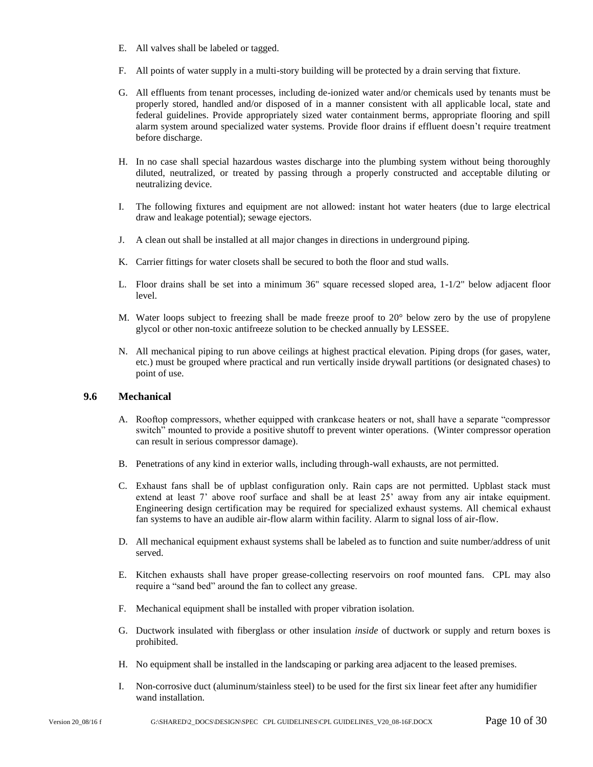E. All valves shall be labeled or tagged.

F. All points of water supply in a multi-story building will be protected by a drain serving that fixture.

G. All effluents from tenant processes, including de-ionized water and/or chemicals used by tenants must be properly stored, handled and/or disposed of in a manner consistent with all applicable local, state and federal guidelines. Provide appropriately sized water containment berms, appropriate flooring and spill alarm system around specialized water systems. Provide floor drains if effluent doesn't require treatment before discharge.

H. In no case shall special hazardous wastes discharge into the plumbing system without being thoroughly diluted, neutralized, or treated by passing through a properly constructed and acceptable diluting or neutralizing device.

I. The following fixtures and equipment are not allowed: instant hot water heaters (due to large electrical draw and leakage potential); sewage ejectors.

J. A clean out shall be installed at all major changes in directions in underground piping.

K. Carrier fittings for water closets shall be secured to both the floor and stud walls.

L. Floor drains shall be set into a minimum 36" square recessed sloped area, 1-1/2" below adjacent floor level.

M. Water loops subject to freezing shall be made freeze proof to 20° below zero by the use of propylene glycol or other non-toxic antifreeze solution to be checked annually by LESSEE.

N. All mechanical piping to run above ceilings at highest practical elevation. Piping drops (for gases, water, etc.) must be grouped where practical and run vertically inside drywall partitions (or designated chases) to point of use.

## 9.6 Mechanical

A. Rooftop compressors, whether equipped with crankcase heaters or not, shall have a separate "compressor switch" mounted to provide a positive shutoff to prevent winter operations. (Winter compressor operation can result in serious compressor damage).

B. Penetrations of any kind in exterior walls, including through-wall exhausts, are not permitted.

C. Exhaust fans shall be of upblast configuration only. Rain caps are not permitted. Upblast stack must extend at least 7' above roof surface and shall be at least 25' away from any air intake equipment. Engineering design certification may be required for specialized exhaust systems. All chemical exhaust fan systems to have an audible air-flow alarm within facility. Alarm to signal loss of air-flow.

D. All mechanical equipment exhaust systems shall be labeled as to function and suite number/address of unit served.

E. Kitchen exhausts shall have proper grease-collecting reservoirs on roof mounted fans. CPL may also require a "sand bed" around the fan to collect any grease.

F. Mechanical equipment shall be installed with proper vibration isolation.

G. Ductwork insulated with fiberglass or other insulation *inside* of ductwork or supply and return boxes is prohibited.

H. No equipment shall be installed in the landscaping or parking area adjacent to the leased premises.

I. Non-corrosive duct (aluminum/stainless steel) to be used for the first six linear feet after any humidifier wand installation.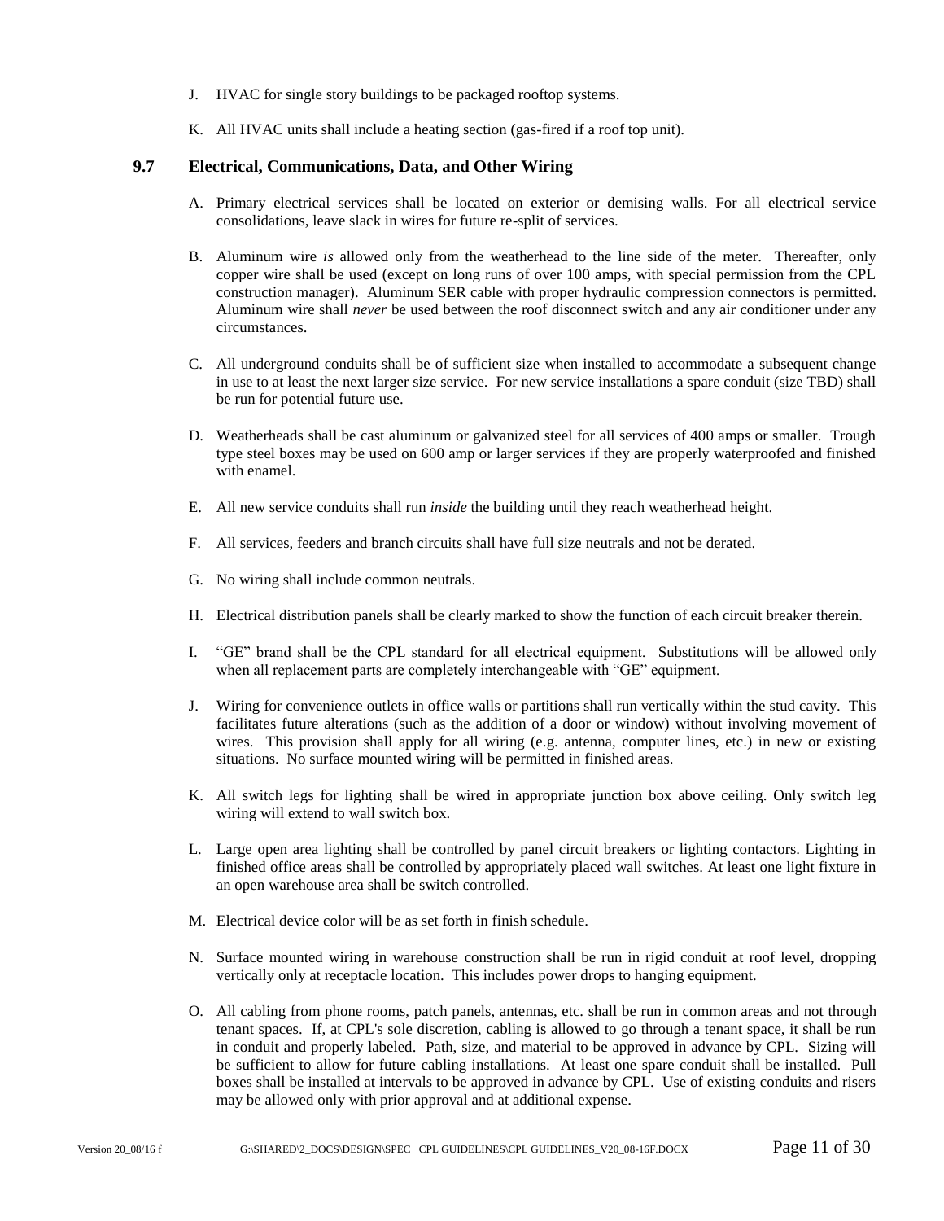J. HVAC for single story buildings to be packaged rooftop systems.

K. All HVAC units shall include a heating section (gas-fired if a roof top unit).

### 9.7 Electrical, Communications, Data, and Other Wiring

A. Primary electrical services shall be located on exterior or demising walls. For all electrical service consolidations, leave slack in wires for future re-split of services.

B. Aluminum wire *is* allowed only from the weatherhead to the line side of the meter. Thereafter, only copper wire shall be used (except on long runs of over 100 amps, with special permission from the CPL construction manager). Aluminum SER cable with proper hydraulic compression connectors is permitted. Aluminum wire shall *never* be used between the roof disconnect switch and any air conditioner under any circumstances.

C. All underground conduits shall be of sufficient size when installed to accommodate a subsequent change in use to at least the next larger size service. For new service installations a spare conduit (size TBD) shall be run for potential future use.

D. Weatherheads shall be cast aluminum or galvanized steel for all services of 400 amps or smaller. Trough type steel boxes may be used on 600 amp or larger services if they are properly waterproofed and finished with enamel.

E. All new service conduits shall run *inside* the building until they reach weatherhead height.

F. All services, feeders and branch circuits shall have full size neutrals and not be derated.

G. No wiring shall include common neutrals.

H. Electrical distribution panels shall be clearly marked to show the function of each circuit breaker therein.

I. "GE" brand shall be the CPL standard for all electrical equipment. Substitutions will be allowed only when all replacement parts are completely interchangeable with "GE" equipment.

J. Wiring for convenience outlets in office walls or partitions shall run vertically within the stud cavity. This facilitates future alterations (such as the addition of a door or window) without involving movement of wires. This provision shall apply for all wiring (e.g. antenna, computer lines, etc.) in new or existing situations. No surface mounted wiring will be permitted in finished areas.

K. All switch legs for lighting shall be wired in appropriate junction box above ceiling. Only switch leg wiring will extend to wall switch box.

L. Large open area lighting shall be controlled by panel circuit breakers or lighting contactors. Lighting in finished office areas shall be controlled by appropriately placed wall switches. At least one light fixture in an open warehouse area shall be switch controlled.

M. Electrical device color will be as set forth in finish schedule.

N. Surface mounted wiring in warehouse construction shall be run in rigid conduit at roof level, dropping vertically only at receptacle location. This includes power drops to hanging equipment.

O. All cabling from phone rooms, patch panels, antennas, etc. shall be run in common areas and not through tenant spaces. If, at CPL's sole discretion, cabling is allowed to go through a tenant space, it shall be run in conduit and properly labeled. Path, size, and material to be approved in advance by CPL. Sizing will be sufficient to allow for future cabling installations. At least one spare conduit shall be installed. Pull boxes shall be installed at intervals to be approved in advance by CPL. Use of existing conduits and risers may be allowed only with prior approval and at additional expense.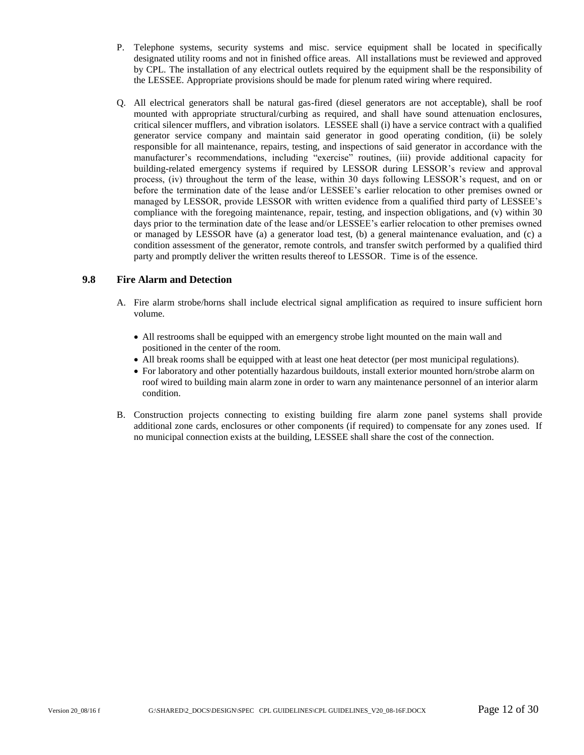P. Telephone systems, security systems and misc. service equipment shall be located in specifically designated utility rooms and not in finished office areas. All installations must be reviewed and approved by CPL. The installation of any electrical outlets required by the equipment shall be the responsibility of the LESSEE. Appropriate provisions should be made for plenum rated wiring where required.

Q. All electrical generators shall be natural gas-fired (diesel generators are not acceptable), shall be roof mounted with appropriate structural/curbing as required, and shall have sound attenuation enclosures, critical silencer mufflers, and vibration isolators. LESSEE shall (i) have a service contract with a qualified generator service company and maintain said generator in good operating condition, (ii) be solely responsible for all maintenance, repairs, testing, and inspections of said generator in accordance with the manufacturer's recommendations, including "exercise" routines, (iii) provide additional capacity for building-related emergency systems if required by LESSOR during LESSOR's review and approval process, (iv) throughout the term of the lease, within 30 days following LESSOR's request, and on or before the termination date of the lease and/or LESSEE's earlier relocation to other premises owned or managed by LESSOR, provide LESSOR with written evidence from a qualified third party of LESSEE's compliance with the foregoing maintenance, repair, testing, and inspection obligations, and (v) within 30 days prior to the termination date of the lease and/or LESSEE's earlier relocation to other premises owned or managed by LESSOR have (a) a generator load test, (b) a general maintenance evaluation, and (c) a condition assessment of the generator, remote controls, and transfer switch performed by a qualified third party and promptly deliver the written results thereof to LESSOR. Time is of the essence.

## 9.8 Fire Alarm and Detection

A. Fire alarm strobe/horns shall include electrical signal amplification as required to insure sufficient horn volume.

- All restrooms shall be equipped with an emergency strobe light mounted on the main wall and positioned in the center of the room.
- All break rooms shall be equipped with at least one heat detector (per most municipal regulations).
- For laboratory and other potentially hazardous buildouts, install exterior mounted horn/strobe alarm on roof wired to building main alarm zone in order to warn any maintenance personnel of an interior alarm condition.

B. Construction projects connecting to existing building fire alarm zone panel systems shall provide additional zone cards, enclosures or other components (if required) to compensate for any zones used. If no municipal connection exists at the building, LESSEE shall share the cost of the connection.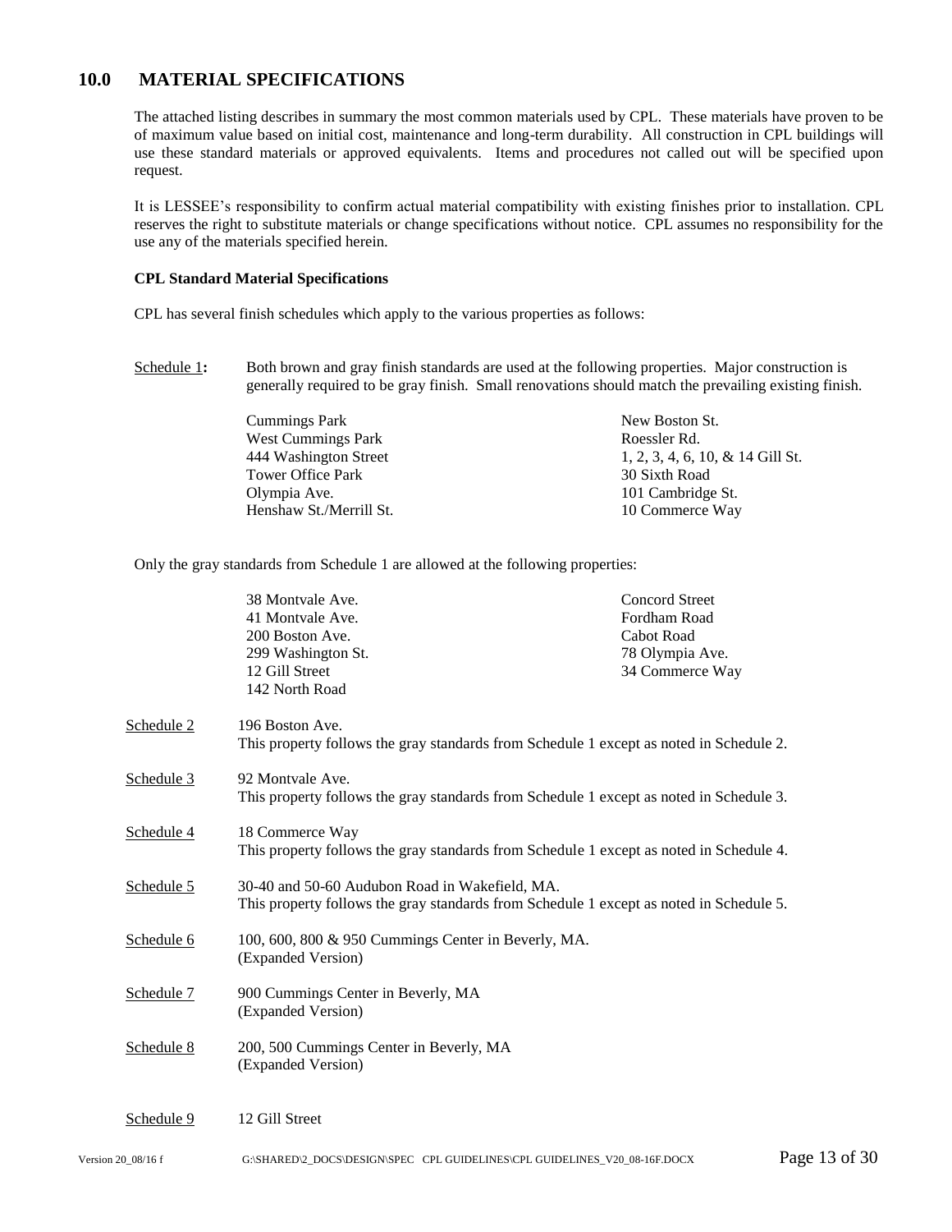## 10.0 MATERIAL SPECIFICATIONS

The attached listing describes in summary the most common materials used by CPL. These materials have proven to be of maximum value based on initial cost, maintenance and long-term durability. All construction in CPL buildings will use these standard materials or approved equivalents. Items and procedures not called out will be specified upon request.

It is LESSEE's responsibility to confirm actual material compatibility with existing finishes prior to installation. CPL reserves the right to substitute materials or change specifications without notice. CPL assumes no responsibility for the use any of the materials specified herein.

**CPL Standard Material Specifications**

CPL has several finish schedules which apply to the various properties as follows:

Schedule 1: Both brown and gray finish standards are used at the following properties. Major construction is generally required to be gray finish. Small renovations should match the prevailing existing finish.

- Cummings Park
- West Cummings Park
- 444 Washington Street
- Tower Office Park
- Olympia Ave.
- Henshaw St./Merrill St.
- New Boston St.
- Roessler Rd.
- 1, 2, 3, 4, 6, 10, & 14 Gill St.
- 30 Sixth Road
- 101 Cambridge St.
- 10 Commerce Way

Only the gray standards from Schedule 1 are allowed at the following properties:

- 38 Montvale Ave.
- 41 Montvale Ave.
- 200 Boston Ave.
- 299 Washington St.
- 12 Gill Street
- 142 North Road
- Concord Street
- Fordham Road
- Cabot Road
- 78 Olympia Ave.
- 34 Commerce Way

Schedule 2 — 196 Boston Ave.
This property follows the gray standards from Schedule 1 except as noted in Schedule 2.

Schedule 3 — 92 Montvale Ave.
This property follows the gray standards from Schedule 1 except as noted in Schedule 3.

Schedule 4 — 18 Commerce Way
This property follows the gray standards from Schedule 1 except as noted in Schedule 4.

Schedule 5 — 30-40 and 50-60 Audubon Road in Wakefield, MA.
This property follows the gray standards from Schedule 1 except as noted in Schedule 5.

Schedule 6 — 100, 600, 800 & 950 Cummings Center in Beverly, MA.
(Expanded Version)

Schedule 7 — 900 Cummings Center in Beverly, MA
(Expanded Version)

Schedule 8 — 200, 500 Cummings Center in Beverly, MA
(Expanded Version)

Schedule 9 — 12 Gill Street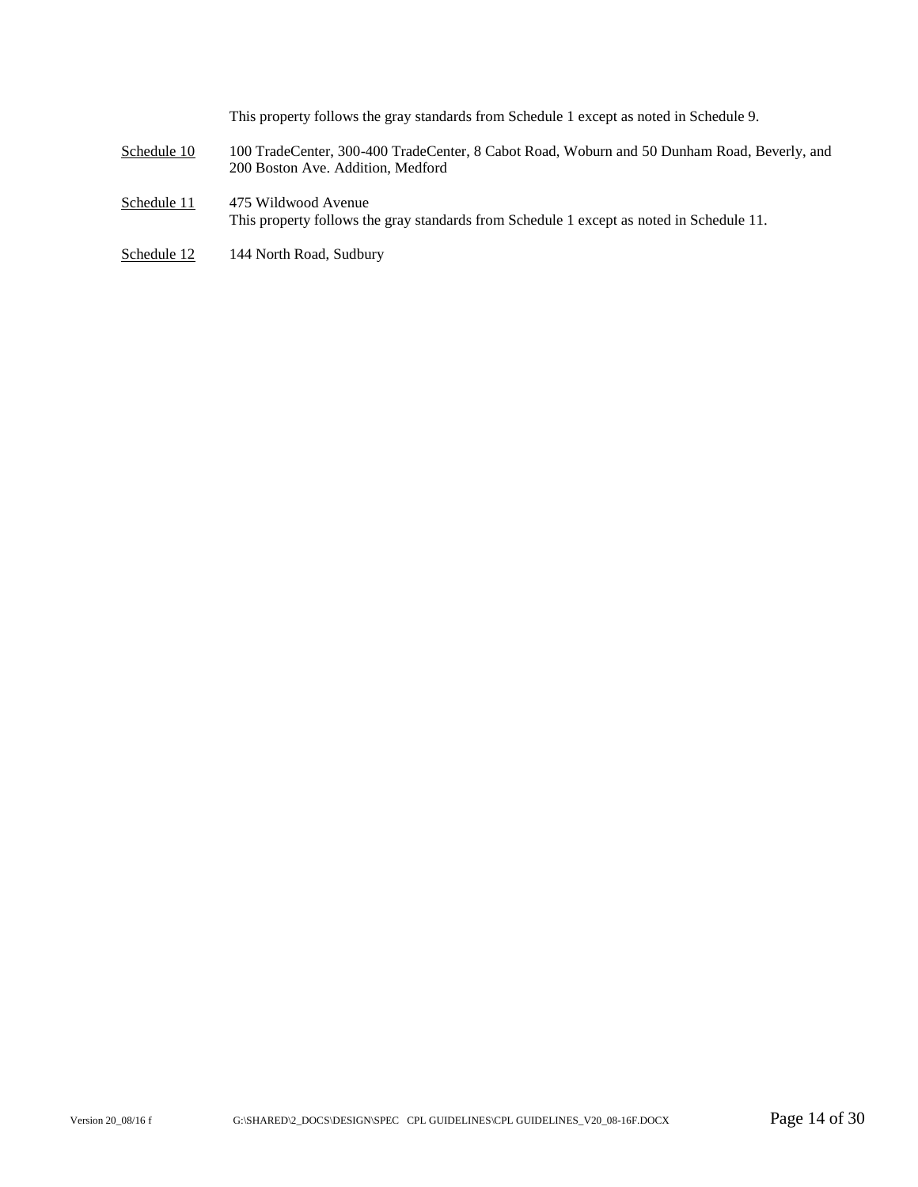This property follows the gray standards from Schedule 1 except as noted in Schedule 9.

<u>Schedule 10</u> 100 TradeCenter, 300-400 TradeCenter, 8 Cabot Road, Woburn and 50 Dunham Road, Beverly, and 200 Boston Ave. Addition, Medford

<u>Schedule 11</u> 475 Wildwood Avenue
This property follows the gray standards from Schedule 1 except as noted in Schedule 11.

<u>Schedule 12</u> 144 North Road, Sudbury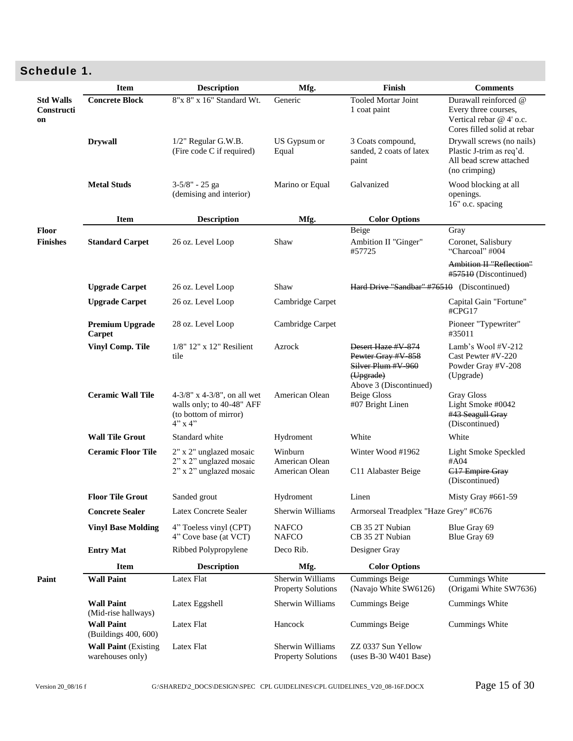## Schedule 1.

| | Item | Description | Mfg. | Finish | Comments |
|---|---|---|---|---|---|
| **Std Walls Construction** | **Concrete Block** | 8"x 8" x 16" Standard Wt. | Generic | Tooled Mortar Joint 1 coat paint | Durawall reinforced @ Every three courses, Vertical rebar @ 4' o.c. Cores filled solid at rebar |
| | **Drywall** | 1/2" Regular G.W.B. (Fire code C if required) | US Gypsum or Equal | 3 Coats compound, sanded, 2 coats of latex paint | Drywall screws (no nails) Plastic J-trim as req'd. All bead screw attached (no crimping) |
| | **Metal Studs** | 3-5/8" - 25 ga (demising and interior) | Marino or Equal | Galvanized | Wood blocking at all openings. 16" o.c. spacing |

| | Item | Description | Mfg. | Color Options | |
|---|---|---|---|---|---|
| **Floor Finishes** | | | | Beige | Gray |
| | **Standard Carpet** | 26 oz. Level Loop | Shaw | Ambition II "Ginger" #57725 | Coronet, Salisbury "Charcoal" #004 ~~Ambition II "Reflection" #57510~~ (Discontinued) |
| | **Upgrade Carpet** | 26 oz. Level Loop | Shaw | ~~Hard Drive "Sandbar" #76510~~ (Discontinued) | |
| | **Upgrade Carpet** | 26 oz. Level Loop | Cambridge Carpet | | Capital Gain "Fortune" #CPG17 |
| | **Premium Upgrade Carpet** | 28 oz. Level Loop | Cambridge Carpet | | Pioneer "Typewriter" #35011 |
| | **Vinyl Comp. Tile** | 1/8" 12" x 12" Resilient tile | Azrock | ~~Desert Haze #V-874~~ ~~Pewter Gray #V-858~~ ~~Silver Plum #V-960~~ ~~(Upgrade)~~ Above 3 (Discontinued) | Lamb's Wool #V-212 Cast Pewter #V-220 Powder Gray #V-208 (Upgrade) |
| | **Ceramic Wall Tile** | 4-3/8" x 4-3/8", on all wet walls only; to 40-48" AFF (to bottom of mirror) 4" x 4" | American Olean | Beige Gloss #07 Bright Linen | Gray Gloss Light Smoke #0042 ~~#43 Seagull Gray~~ (Discontinued) |
| | **Wall Tile Grout** | Standard white | Hydroment | White | White |
| | **Ceramic Floor Tile** | 2" x 2" unglazed mosaic 2" x 2" unglazed mosaic 2" x 2" unglazed mosaic | Winburn American Olean American Olean | Winter Wood #1962 C11 Alabaster Beige | Light Smoke Speckled #A04 ~~C17 Empire Gray~~ (Discontinued) |
| | **Floor Tile Grout** | Sanded grout | Hydroment | Linen | Misty Gray #661-59 |
| | **Concrete Sealer** | Latex Concrete Sealer | Sherwin Williams | Armorseal Treadplex "Haze Grey" #C676 | |
| | **Vinyl Base Molding** | 4" Toeless vinyl (CPT) 4" Cove base (at VCT) | NAFCO NAFCO | CB 35 2T Nubian CB 35 2T Nubian | Blue Gray 69 Blue Gray 69 |
| | **Entry Mat** | Ribbed Polypropylene | Deco Rib. | Designer Gray | |

| | Item | Description | Mfg. | Color Options | |
|---|---|---|---|---|---|
| **Paint** | **Wall Paint** | Latex Flat | Sherwin Williams Property Solutions | Cummings Beige (Navajo White SW6126) | Cummings White (Origami White SW7636) |
| | **Wall Paint** (Mid-rise hallways) | Latex Eggshell | Sherwin Williams | Cummings Beige | Cummings White |
| | **Wall Paint** (Buildings 400, 600) | Latex Flat | Hancock | Cummings Beige | Cummings White |
| | **Wall Paint** (Existing warehouses only) | Latex Flat | Sherwin Williams Property Solutions | ZZ 0337 Sun Yellow (uses B-30 W401 Base) | |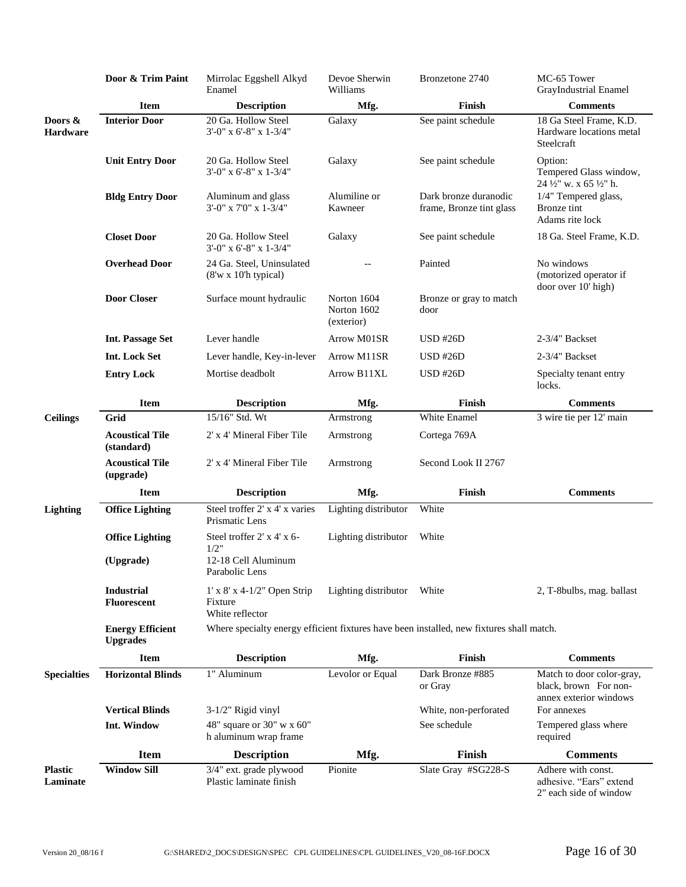| | Door & Trim Paint | Mirrolac Eggshell Alkyd Enamel | Devoe Sherwin Williams | Bronzetone 2740 | MC-65 Tower GrayIndustrial Enamel |
|---|---|---|---|---|---|
| | **Item** | **Description** | **Mfg.** | **Finish** | **Comments** |
| **Doors & Hardware** | **Interior Door** | 20 Ga. Hollow Steel 3'-0" x 6'-8" x 1-3/4" | Galaxy | See paint schedule | 18 Ga Steel Frame, K.D. Hardware locations metal Steelcraft |
| | **Unit Entry Door** | 20 Ga. Hollow Steel 3'-0" x 6'-8" x 1-3/4" | Galaxy | See paint schedule | Option: Tempered Glass window, 24 ½" w. x 65 ½" h. |
| | **Bldg Entry Door** | Aluminum and glass 3'-0" x 7'0" x 1-3/4" | Alumiline or Kawneer | Dark bronze duranodic frame, Bronze tint glass | 1/4" Tempered glass, Bronze tint Adams rite lock |
| | **Closet Door** | 20 Ga. Hollow Steel 3'-0" x 6'-8" x 1-3/4" | Galaxy | See paint schedule | 18 Ga. Steel Frame, K.D. |
| | **Overhead Door** | 24 Ga. Steel, Uninsulated (8'w x 10'h typical) | -- | Painted | No windows (motorized operator if door over 10' high) |
| | **Door Closer** | Surface mount hydraulic | Norton 1604 Norton 1602 (exterior) | Bronze or gray to match door | |
| | **Int. Passage Set** | Lever handle | Arrow M01SR | USD #26D | 2-3/4" Backset |
| | **Int. Lock Set** | Lever handle, Key-in-lever | Arrow M11SR | USD #26D | 2-3/4" Backset |
| | **Entry Lock** | Mortise deadbolt | Arrow B11XL | USD #26D | Specialty tenant entry locks. |
| | **Item** | **Description** | **Mfg.** | **Finish** | **Comments** |
| **Ceilings** | **Grid** | 15/16" Std. Wt | Armstrong | White Enamel | 3 wire tie per 12' main |
| | **Acoustical Tile (standard)** | 2' x 4' Mineral Fiber Tile | Armstrong | Cortega 769A | |
| | **Acoustical Tile (upgrade)** | 2' x 4' Mineral Fiber Tile | Armstrong | Second Look II 2767 | |
| | **Item** | **Description** | **Mfg.** | **Finish** | **Comments** |
| **Lighting** | **Office Lighting** | Steel troffer 2' x 4' x varies Prismatic Lens | Lighting distributor | White | |
| | **Office Lighting (Upgrade)** | Steel troffer 2' x 4' x 6-1/2" 12-18 Cell Aluminum Parabolic Lens | Lighting distributor | White | |
| | **Industrial Fluorescent** | 1' x 8' x 4-1/2" Open Strip Fixture White reflector | Lighting distributor | White | 2, T-8bulbs, mag. ballast |
| | **Energy Efficient Upgrades** | Where specialty energy efficient fixtures have been installed, new fixtures shall match. | | | |
| | **Item** | **Description** | **Mfg.** | **Finish** | **Comments** |
| **Specialties** | **Horizontal Blinds** | 1" Aluminum | Levolor or Equal | Dark Bronze #885 or Gray | Match to door color-gray, black, brown For non-annex exterior windows |
| | **Vertical Blinds** | 3-1/2" Rigid vinyl | | White, non-perforated | For annexes |
| | **Int. Window** | 48" square or 30" w x 60" h aluminum wrap frame | | See schedule | Tempered glass where required |
| | **Item** | **Description** | **Mfg.** | **Finish** | **Comments** |
| **Plastic Laminate** | **Window Sill** | 3/4" ext. grade plywood Plastic laminate finish | Pionite | Slate Gray #SG228-S | Adhere with const. adhesive. "Ears" extend 2" each side of window |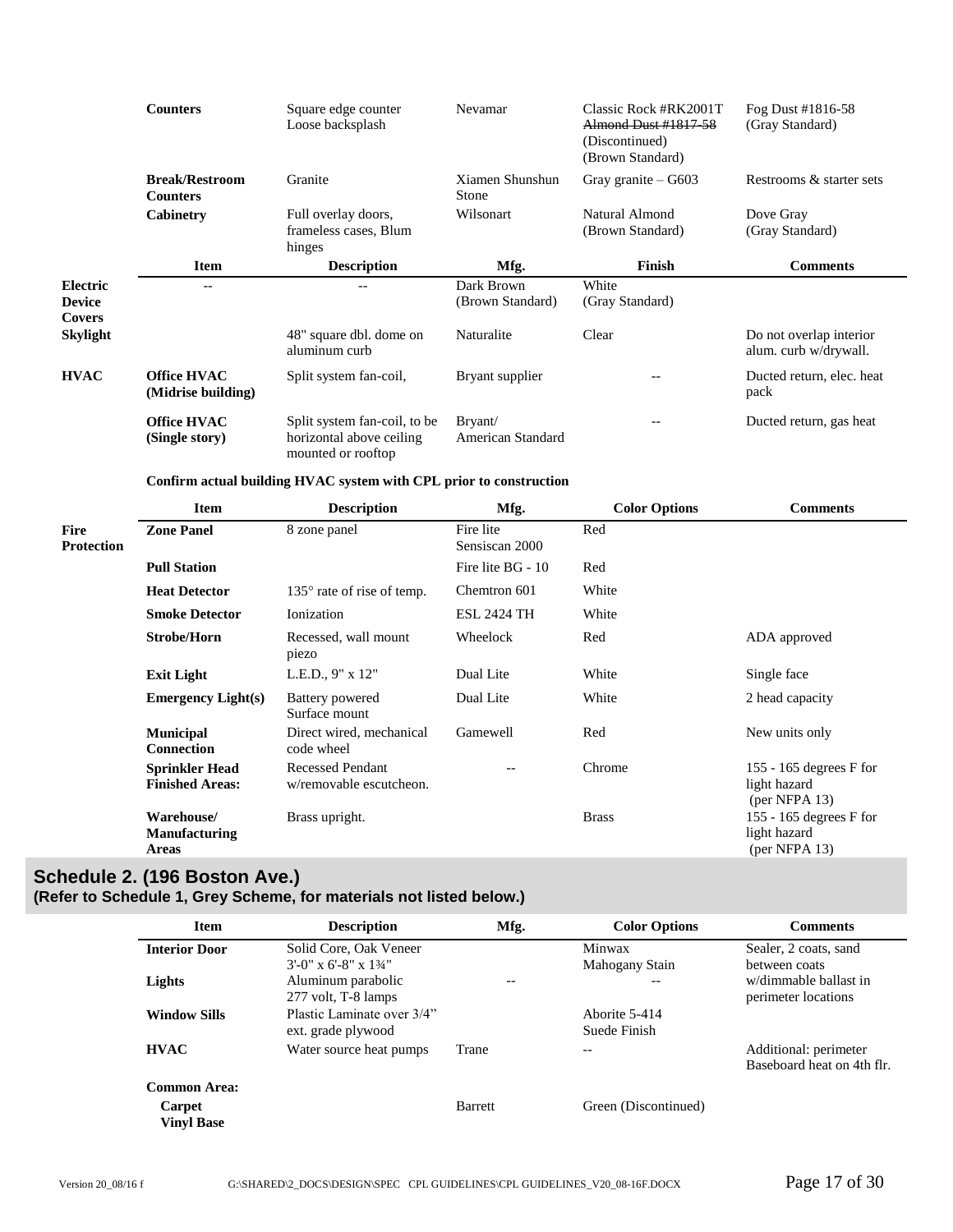| | Item | Description | Mfg. | Finish | Comments |
|---|---|---|---|---|---|
| | **Counters** | Square edge counter<br>Loose backsplash | Nevamar | Classic Rock #RK2001T<br>~~Almond Dust #1817-58~~<br>(Discontinued)<br>(Brown Standard) | Fog Dust #1816-58<br>(Gray Standard) |
| | **Break/Restroom Counters** | Granite | Xiamen Shunshun Stone | Gray granite – G603 | Restrooms & starter sets |
| | **Cabinetry** | Full overlay doors, frameless cases, Blum hinges | Wilsonart | Natural Almond<br>(Brown Standard) | Dove Gray<br>(Gray Standard) |
| **Electric Device Covers** | -- | -- | Dark Brown<br>(Brown Standard) | White<br>(Gray Standard) | |
| **Skylight** | | 48" square dbl. dome on aluminum curb | Naturalite | Clear | Do not overlap interior alum. curb w/drywall. |
| **HVAC** | **Office HVAC (Midrise building)** | Split system fan-coil, | Bryant supplier | -- | Ducted return, elec. heat pack |
| | **Office HVAC (Single story)** | Split system fan-coil, to be horizontal above ceiling mounted or rooftop | Bryant/<br>American Standard | -- | Ducted return, gas heat |

**Confirm actual building HVAC system with CPL prior to construction**

| | Item | Description | Mfg. | Color Options | Comments |
|---|---|---|---|---|---|
| **Fire Protection** | **Zone Panel** | 8 zone panel | Fire lite<br>Sensiscan 2000 | Red | |
| | **Pull Station** | | Fire lite BG - 10 | Red | |
| | **Heat Detector** | 135° rate of rise of temp. | Chemtron 601 | White | |
| | **Smoke Detector** | Ionization | ESL 2424 TH | White | |
| | **Strobe/Horn** | Recessed, wall mount piezo | Wheelock | Red | ADA approved |
| | **Exit Light** | L.E.D., 9" x 12" | Dual Lite | White | Single face |
| | **Emergency Light(s)** | Battery powered<br>Surface mount | Dual Lite | White | 2 head capacity |
| | **Municipal Connection** | Direct wired, mechanical code wheel | Gamewell | Red | New units only |
| | **Sprinkler Head Finished Areas:** | Recessed Pendant w/removable escutcheon. | -- | Chrome | 155 - 165 degrees F for light hazard (per NFPA 13) |
| | **Warehouse/ Manufacturing Areas** | Brass upright. | | Brass | 155 - 165 degrees F for light hazard (per NFPA 13) |

## Schedule 2. (196 Boston Ave.)
**(Refer to Schedule 1, Grey Scheme, for materials not listed below.)**

| Item | Description | Mfg. | Color Options | Comments |
|---|---|---|---|---|
| **Interior Door** | Solid Core, Oak Veneer<br>3'-0" x 6'-8" x 1¾" | | Minwax<br>Mahogany Stain | Sealer, 2 coats, sand between coats |
| **Lights** | Aluminum parabolic<br>277 volt, T-8 lamps | -- | -- | w/dimmable ballast in perimeter locations |
| **Window Sills** | Plastic Laminate over 3/4" ext. grade plywood | | Aborite 5-414<br>Suede Finish | |
| **HVAC** | Water source heat pumps | Trane | -- | Additional: perimeter Baseboard heat on 4th flr. |
| **Common Area:** | | | | |
| **Carpet** | | Barrett | Green (Discontinued) | |
| **Vinyl Base** | | | | |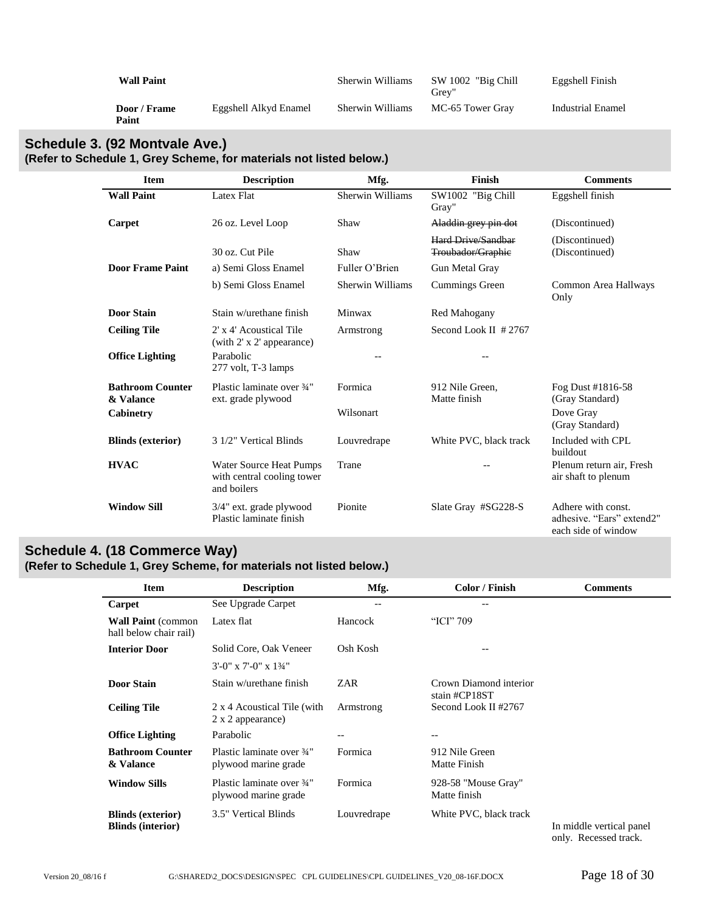| Wall Paint | | Sherwin Williams | SW 1002 "Big Chill Grey" | Eggshell Finish |
|---|---|---|---|---|
| **Door / Frame Paint** | Eggshell Alkyd Enamel | Sherwin Williams | MC-65 Tower Gray | Industrial Enamel |

## Schedule 3. (92 Montvale Ave.)
**(Refer to Schedule 1, Grey Scheme, for materials not listed below.)**

| Item | Description | Mfg. | Finish | Comments |
|---|---|---|---|---|
| **Wall Paint** | Latex Flat | Sherwin Williams | SW1002 "Big Chill Gray" | Eggshell finish |
| **Carpet** | 26 oz. Level Loop | Shaw | ~~Aladdin grey pin dot~~ | (Discontinued) |
| | 30 oz. Cut Pile | Shaw | ~~Hard Drive/Sandbar~~ ~~Troubador/Graphic~~ | (Discontinued) (Discontinued) |
| **Door Frame Paint** | a) Semi Gloss Enamel | Fuller O'Brien | Gun Metal Gray | |
| | b) Semi Gloss Enamel | Sherwin Williams | Cummings Green | Common Area Hallways Only |
| **Door Stain** | Stain w/urethane finish | Minwax | Red Mahogany | |
| **Ceiling Tile** | 2' x 4' Acoustical Tile (with 2' x 2' appearance) | Armstrong | Second Look II # 2767 | |
| **Office Lighting** | Parabolic 277 volt, T-3 lamps | -- | -- | |
| **Bathroom Counter & Valance** | Plastic laminate over ¾" ext. grade plywood | Formica | 912 Nile Green, Matte finish | Fog Dust #1816-58 (Gray Standard) |
| **Cabinetry** | | Wilsonart | | Dove Gray (Gray Standard) |
| **Blinds (exterior)** | 3 1/2" Vertical Blinds | Louvredrape | White PVC, black track | Included with CPL buildout |
| **HVAC** | Water Source Heat Pumps with central cooling tower and boilers | Trane | -- | Plenum return air, Fresh air shaft to plenum |
| **Window Sill** | 3/4" ext. grade plywood Plastic laminate finish | Pionite | Slate Gray #SG228-S | Adhere with const. adhesive. "Ears" extend2" each side of window |

## Schedule 4. (18 Commerce Way)
**(Refer to Schedule 1, Grey Scheme, for materials not listed below.)**

| Item | Description | Mfg. | Color / Finish | Comments |
|---|---|---|---|---|
| **Carpet** | See Upgrade Carpet | -- | -- | |
| **Wall Paint** (common hall below chair rail) | Latex flat | Hancock | "ICI" 709 | |
| **Interior Door** | Solid Core, Oak Veneer 3'-0" x 7'-0" x 1¾" | Osh Kosh | -- | |
| **Door Stain** | Stain w/urethane finish | ZAR | Crown Diamond interior stain #CP18ST | |
| **Ceiling Tile** | 2 x 4 Acoustical Tile (with 2 x 2 appearance) | Armstrong | Second Look II #2767 | |
| **Office Lighting** | Parabolic | -- | -- | |
| **Bathroom Counter & Valance** | Plastic laminate over ¾" plywood marine grade | Formica | 912 Nile Green Matte Finish | |
| **Window Sills** | Plastic laminate over ¾" plywood marine grade | Formica | 928-58 "Mouse Gray" Matte finish | |
| **Blinds (exterior)** | 3.5" Vertical Blinds | Louvredrape | White PVC, black track | |
| **Blinds (interior)** | | | | In middle vertical panel only. Recessed track. |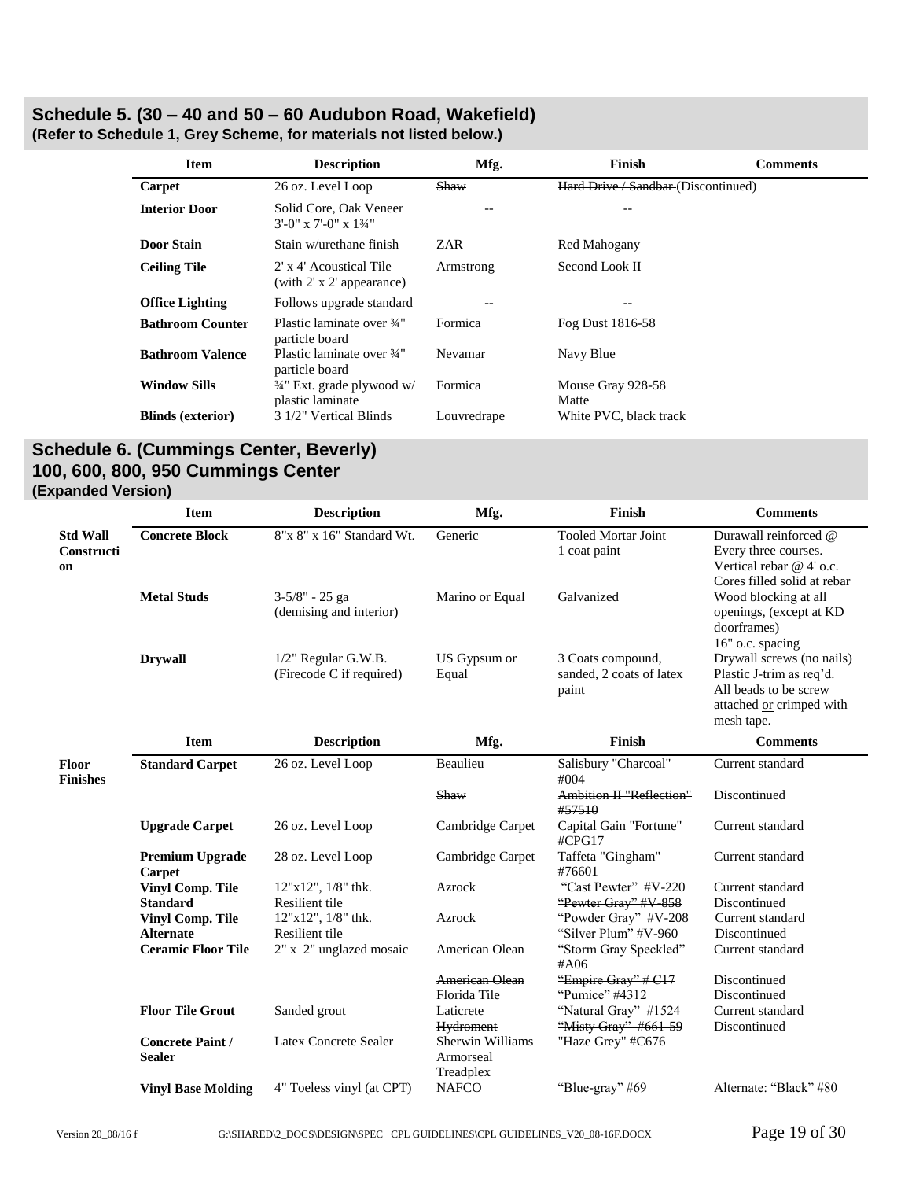## Schedule 5. (30 – 40 and 50 – 60 Audubon Road, Wakefield)
**(Refer to Schedule 1, Grey Scheme, for materials not listed below.)**

| Item | Description | Mfg. | Finish | Comments |
|---|---|---|---|---|
| **Carpet** | 26 oz. Level Loop | ~~Shaw~~ | ~~Hard Drive / Sandbar~~ (Discontinued) | |
| **Interior Door** | Solid Core, Oak Veneer 3'-0" x 7'-0" x 1¾" | -- | -- | |
| **Door Stain** | Stain w/urethane finish | ZAR | Red Mahogany | |
| **Ceiling Tile** | 2' x 4' Acoustical Tile (with 2' x 2' appearance) | Armstrong | Second Look II | |
| **Office Lighting** | Follows upgrade standard | -- | -- | |
| **Bathroom Counter** | Plastic laminate over ¾" particle board | Formica | Fog Dust 1816-58 | |
| **Bathroom Valence** | Plastic laminate over ¾" particle board | Nevamar | Navy Blue | |
| **Window Sills** | ¾" Ext. grade plywood w/ plastic laminate | Formica | Mouse Gray 928-58 Matte | |
| **Blinds (exterior)** | 3 1/2" Vertical Blinds | Louvredrape | White PVC, black track | |

## Schedule 6. (Cummings Center, Beverly)
## 100, 600, 800, 950 Cummings Center
**(Expanded Version)**

| | Item | Description | Mfg. | Finish | Comments |
|---|---|---|---|---|---|
| **Std Wall Construction** | **Concrete Block** | 8"x 8" x 16" Standard Wt. | Generic | Tooled Mortar Joint 1 coat paint | Durawall reinforced @ Every three courses. Vertical rebar @ 4' o.c. Cores filled solid at rebar |
| | **Metal Studs** | 3-5/8" - 25 ga (demising and interior) | Marino or Equal | Galvanized | Wood blocking at all openings, (except at KD doorframes) 16" o.c. spacing |
| | **Drywall** | 1/2" Regular G.W.B. (Firecode C if required) | US Gypsum or Equal | 3 Coats compound, sanded, 2 coats of latex paint | Drywall screws (no nails) Plastic J-trim as req'd. All beads to be screw attached <u>or</u> crimped with mesh tape. |

| | Item | Description | Mfg. | Finish | Comments |
|---|---|---|---|---|---|
| **Floor Finishes** | **Standard Carpet** | 26 oz. Level Loop | Beaulieu | Salisbury "Charcoal" #004 | Current standard |
| | | | ~~Shaw~~ | ~~Ambition II "Reflection" #57510~~ | Discontinued |
| | **Upgrade Carpet** | 26 oz. Level Loop | Cambridge Carpet | Capital Gain "Fortune" #CPG17 | Current standard |
| | **Premium Upgrade Carpet** | 28 oz. Level Loop | Cambridge Carpet | Taffeta "Gingham" #76601 | Current standard |
| | **Vinyl Comp. Tile Standard** | 12"x12", 1/8" thk. Resilient tile | Azrock | "Cast Pewter" #V-220<br>~~"Pewter Gray" #V-858~~ | Current standard<br>Discontinued |
| | **Vinyl Comp. Tile Alternate** | 12"x12", 1/8" thk. Resilient tile | Azrock | "Powder Gray" #V-208<br>~~"Silver Plum" #V-960~~ | Current standard<br>Discontinued |
| | **Ceramic Floor Tile** | 2" x 2" unglazed mosaic | American Olean | "Storm Gray Speckled" #A06 | Current standard |
| | | | ~~American Olean~~<br>~~Florida Tile~~ | ~~"Empire Gray" # C17~~<br>~~"Pumice" #4312~~ | Discontinued<br>Discontinued |
| | **Floor Tile Grout** | Sanded grout | Laticrete<br>~~Hydroment~~ | "Natural Gray" #1524<br>~~"Misty Gray" #661-59~~ | Current standard<br>Discontinued |
| | **Concrete Paint / Sealer** | Latex Concrete Sealer | Sherwin Williams Armorseal Treadplex | "Haze Grey" #C676 | |
| | **Vinyl Base Molding** | 4" Toeless vinyl (at CPT) | NAFCO | "Blue-gray" #69 | Alternate: "Black" #80 |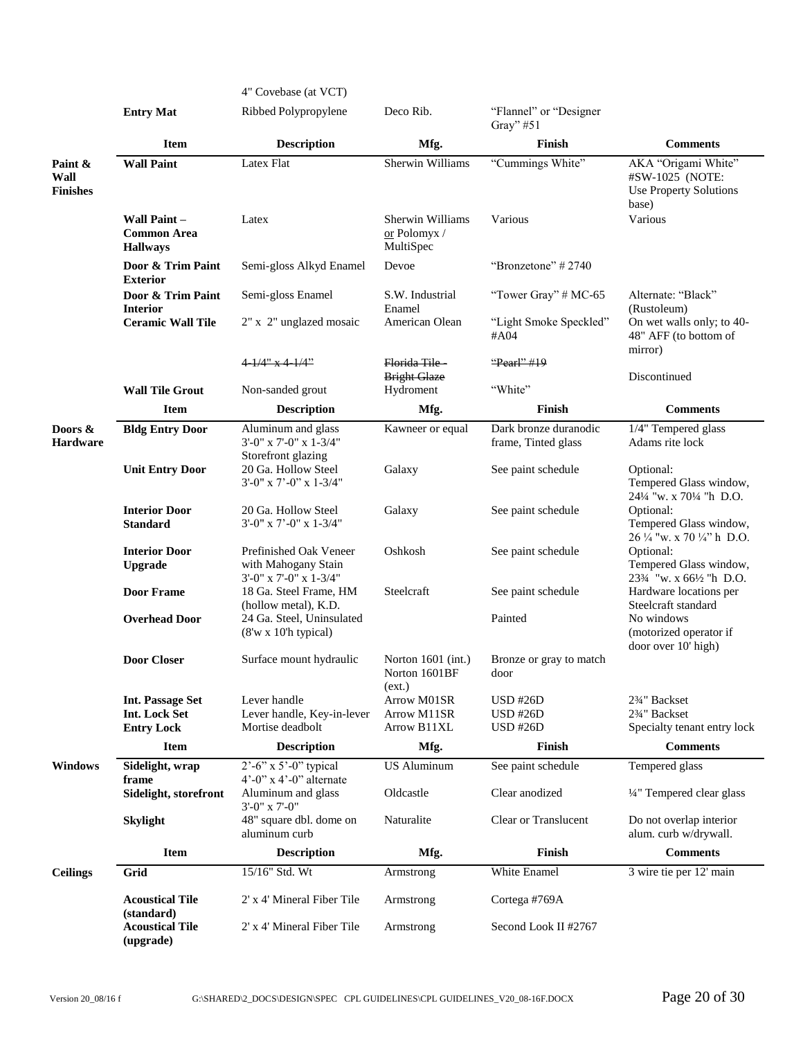| | Item | Description | Mfg. | Finish | Comments |
|---|---|---|---|---|---|
| | | 4" Covebase (at VCT) | | | |
| | **Entry Mat** | Ribbed Polypropylene | Deco Rib. | "Flannel" or "Designer Gray" #51 | |

| | Item | Description | Mfg. | Finish | Comments |
|---|---|---|---|---|---|
| **Paint & Wall Finishes** | **Wall Paint** | Latex Flat | Sherwin Williams | "Cummings White" | AKA "Origami White" #SW-1025 (NOTE: Use Property Solutions base) |
| | **Wall Paint – Common Area Hallways** | Latex | Sherwin Williams or Polomyx / MultiSpec | Various | Various |
| | **Door & Trim Paint Exterior** | Semi-gloss Alkyd Enamel | Devoe | "Bronzetone" # 2740 | |
| | **Door & Trim Paint Interior** | Semi-gloss Enamel | S.W. Industrial Enamel | "Tower Gray" # MC-65 | Alternate: "Black" (Rustoleum) |
| | **Ceramic Wall Tile** | 2" x 2" unglazed mosaic | American Olean | "Light Smoke Speckled" #A04 | On wet walls only; to 40-48" AFF (to bottom of mirror) |
| | | ~~4-1/4" x 4-1/4"~~ | ~~Florida Tile - Bright Glaze~~ | ~~"Pearl" #19~~ | Discontinued |
| | **Wall Tile Grout** | Non-sanded grout | Hydroment | "White" | |

| | Item | Description | Mfg. | Finish | Comments |
|---|---|---|---|---|---|
| **Doors & Hardware** | **Bldg Entry Door** | Aluminum and glass 3'-0" x 7'-0" x 1-3/4" Storefront glazing | Kawneer or equal | Dark bronze duranodic frame, Tinted glass | 1/4" Tempered glass Adams rite lock |
| | **Unit Entry Door** | 20 Ga. Hollow Steel 3'-0" x 7'-0" x 1-3/4" | Galaxy | See paint schedule | Optional: Tempered Glass window, 24¼ "w. x 70¼ "h D.O. |
| | **Interior Door Standard** | 20 Ga. Hollow Steel 3'-0" x 7'-0" x 1-3/4" | Galaxy | See paint schedule | Optional: Tempered Glass window, 26 ¼ "w. x 70 ¼" h D.O. |
| | **Interior Door Upgrade** | Prefinished Oak Veneer with Mahogany Stain 3'-0" x 7'-0" x 1-3/4" | Oshkosh | See paint schedule | Optional: Tempered Glass window, 23¾ "w. x 66½ "h D.O. |
| | **Door Frame** | 18 Ga. Steel Frame, HM (hollow metal), K.D. | Steelcraft | See paint schedule | Hardware locations per Steelcraft standard |
| | **Overhead Door** | 24 Ga. Steel, Uninsulated (8'w x 10'h typical) | | Painted | No windows (motorized operator if door over 10' high) |
| | **Door Closer** | Surface mount hydraulic | Norton 1601 (int.) Norton 1601BF (ext.) | Bronze or gray to match door | |
| | **Int. Passage Set** | Lever handle | Arrow M01SR | USD #26D | 2¾" Backset |
| | **Int. Lock Set** | Lever handle, Key-in-lever | Arrow M11SR | USD #26D | 2¾" Backset |
| | **Entry Lock** | Mortise deadbolt | Arrow B11XL | USD #26D | Specialty tenant entry lock |

| | Item | Description | Mfg. | Finish | Comments |
|---|---|---|---|---|---|
| **Windows** | **Sidelight, wrap frame** | 2'-6" x 5'-0" typical 4'-0" x 4'-0" alternate | US Aluminum | See paint schedule | Tempered glass |
| | **Sidelight, storefront** | Aluminum and glass 3'-0" x 7'-0" | Oldcastle | Clear anodized | ¼" Tempered clear glass |
| | **Skylight** | 48" square dbl. dome on aluminum curb | Naturalite | Clear or Translucent | Do not overlap interior alum. curb w/drywall. |

| | Item | Description | Mfg. | Finish | Comments |
|---|---|---|---|---|---|
| **Ceilings** | **Grid** | 15/16" Std. Wt | Armstrong | White Enamel | 3 wire tie per 12' main |
| | **Acoustical Tile (standard)** | 2' x 4' Mineral Fiber Tile | Armstrong | Cortega #769A | |
| | **Acoustical Tile (upgrade)** | 2' x 4' Mineral Fiber Tile | Armstrong | Second Look II #2767 | |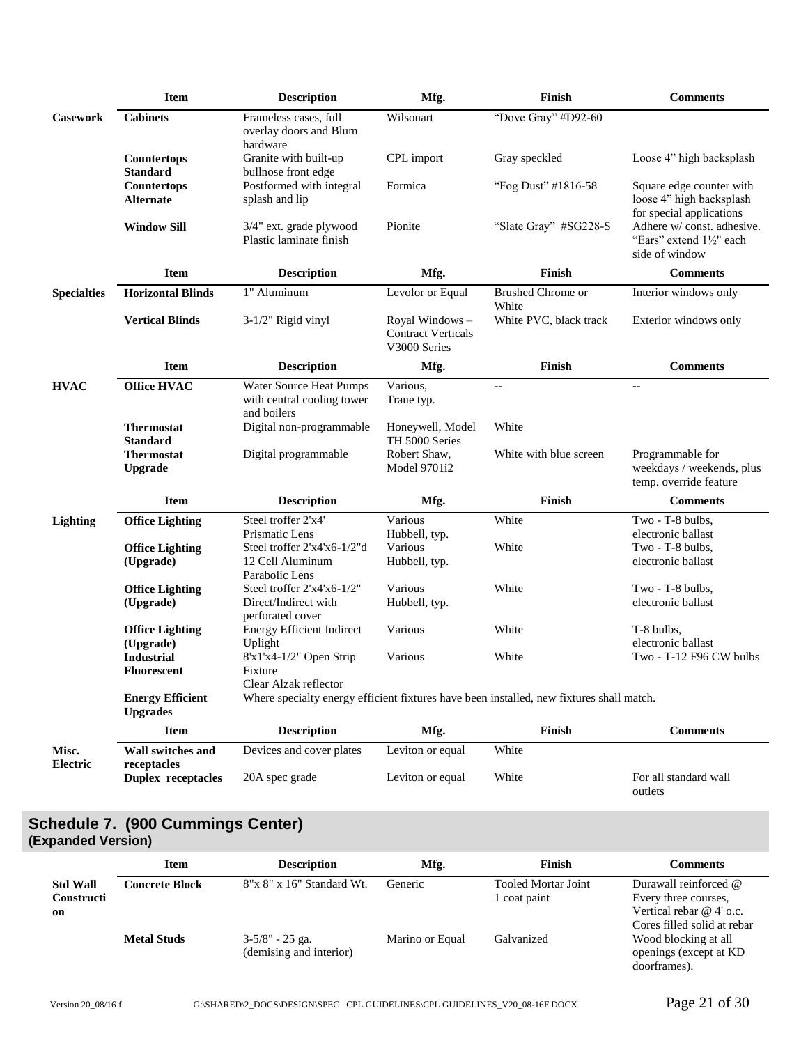| | Item | Description | Mfg. | Finish | Comments |
|---|---|---|---|---|---|
| **Casework** | **Cabinets** | Frameless cases, full overlay doors and Blum hardware | Wilsonart | "Dove Gray" #D92-60 | |
| | **Countertops Standard** | Granite with built-up bullnose front edge | CPL import | Gray speckled | Loose 4" high backsplash |
| | **Countertops Alternate** | Postformed with integral splash and lip | Formica | "Fog Dust" #1816-58 | Square edge counter with loose 4" high backsplash for special applications |
| | **Window Sill** | 3/4" ext. grade plywood Plastic laminate finish | Pionite | "Slate Gray" #SG228-S | Adhere w/ const. adhesive. "Ears" extend 1½" each side of window |

| | Item | Description | Mfg. | Finish | Comments |
|---|---|---|---|---|---|
| **Specialties** | **Horizontal Blinds** | 1" Aluminum | Levolor or Equal | Brushed Chrome or White | Interior windows only |
| | **Vertical Blinds** | 3-1/2" Rigid vinyl | Royal Windows – Contract Verticals V3000 Series | White PVC, black track | Exterior windows only |

| | Item | Description | Mfg. | Finish | Comments |
|---|---|---|---|---|---|
| **HVAC** | **Office HVAC** | Water Source Heat Pumps with central cooling tower and boilers | Various, Trane typ. | -- | -- |
| | **Thermostat Standard** | Digital non-programmable | Honeywell, Model TH 5000 Series | White | |
| | **Thermostat Upgrade** | Digital programmable | Robert Shaw, Model 9701i2 | White with blue screen | Programmable for weekdays / weekends, plus temp. override feature |

| | Item | Description | Mfg. | Finish | Comments |
|---|---|---|---|---|---|
| **Lighting** | **Office Lighting** | Steel troffer 2'x4' Prismatic Lens | Various Hubbell, typ. | White | Two - T-8 bulbs, electronic ballast |
| | **Office Lighting (Upgrade)** | Steel troffer 2'x4'x6-1/2"d 12 Cell Aluminum Parabolic Lens | Various Hubbell, typ. | White | Two - T-8 bulbs, electronic ballast |
| | **Office Lighting (Upgrade)** | Steel troffer 2'x4'x6-1/2" Direct/Indirect with perforated cover | Various Hubbell, typ. | White | Two - T-8 bulbs, electronic ballast |
| | **Office Lighting (Upgrade)** | Energy Efficient Indirect Uplight | Various | White | T-8 bulbs, electronic ballast |
| | **Industrial Fluorescent** | 8'x1'x4-1/2" Open Strip Fixture Clear Alzak reflector | Various | White | Two - T-12 F96 CW bulbs |
| | **Energy Efficient Upgrades** | Where specialty energy efficient fixtures have been installed, new fixtures shall match. | | | |

| | Item | Description | Mfg. | Finish | Comments |
|---|---|---|---|---|---|
| **Misc. Electric** | **Wall switches and receptacles** | Devices and cover plates | Leviton or equal | White | |
| | **Duplex receptacles** | 20A spec grade | Leviton or equal | White | For all standard wall outlets |

## Schedule 7. (900 Cummings Center)
**(Expanded Version)**

| | Item | Description | Mfg. | Finish | Comments |
|---|---|---|---|---|---|
| **Std Wall Construction** | **Concrete Block** | 8"x 8" x 16" Standard Wt. | Generic | Tooled Mortar Joint 1 coat paint | Durawall reinforced @ Every three courses, Vertical rebar @ 4' o.c. Cores filled solid at rebar |
| | **Metal Studs** | 3-5/8" - 25 ga. (demising and interior) | Marino or Equal | Galvanized | Wood blocking at all openings (except at KD doorframes). |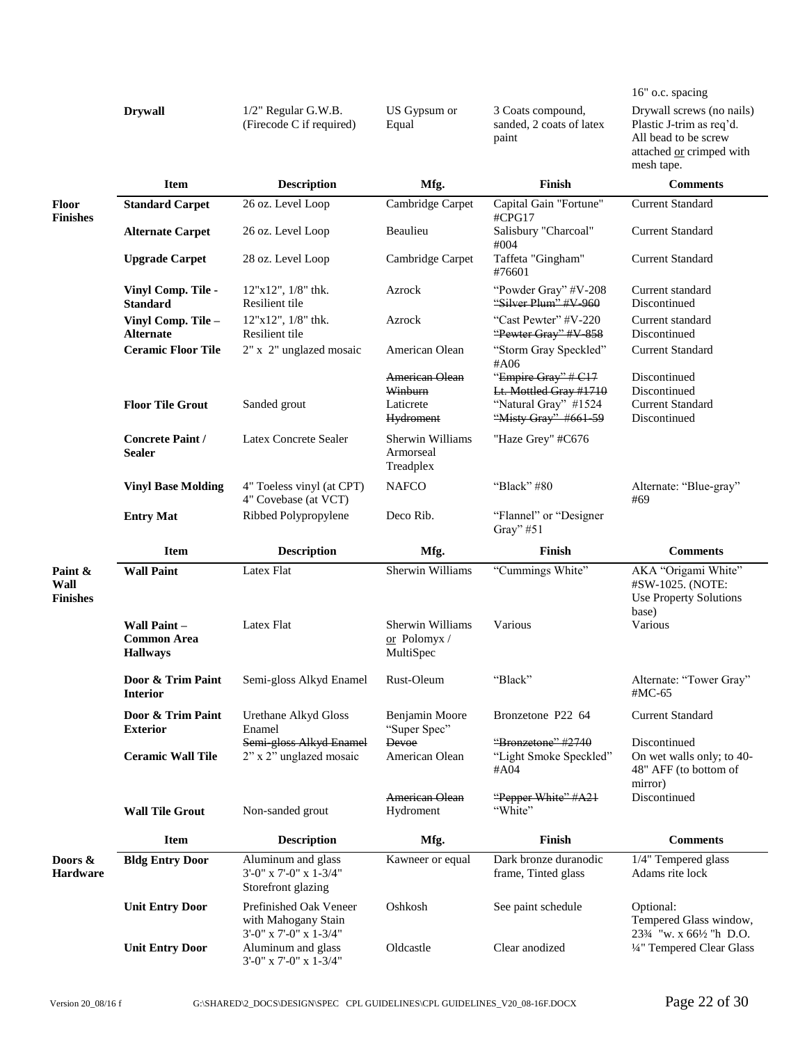| | Item | Description | Mfg. | Finish | Comments |
|---|---|---|---|---|---|
| | **Drywall** | 1/2" Regular G.W.B. (Firecode C if required) | US Gypsum or Equal | 3 Coats compound, sanded, 2 coats of latex paint | 16" o.c. spacing Drywall screws (no nails) Plastic J-trim as req'd. All bead to be screw attached or crimped with mesh tape. |

| | Item | Description | Mfg. | Finish | Comments |
|---|---|---|---|---|---|
| **Floor Finishes** | **Standard Carpet** | 26 oz. Level Loop | Cambridge Carpet | Capital Gain "Fortune" #CPG17 | Current Standard |
| | **Alternate Carpet** | 26 oz. Level Loop | Beaulieu | Salisbury "Charcoal" #004 | Current Standard |
| | **Upgrade Carpet** | 28 oz. Level Loop | Cambridge Carpet | Taffeta "Gingham" #76601 | Current Standard |
| | **Vinyl Comp. Tile - Standard** | 12"x12", 1/8" thk. Resilient tile | Azrock | "Powder Gray" #V-208 ~~"Silver Plum" #V-960~~ | Current standard Discontinued |
| | **Vinyl Comp. Tile – Alternate** | 12"x12", 1/8" thk. Resilient tile | Azrock | "Cast Pewter" #V-220 ~~"Pewter Gray" #V-858~~ | Current standard Discontinued |
| | **Ceramic Floor Tile** | 2" x 2" unglazed mosaic | American Olean ~~American Olean~~ ~~Winburn~~ | "Storm Gray Speckled" #A06 ~~"Empire Gray" # C17~~ ~~Lt. Mottled Gray #1710~~ | Current Standard Discontinued Discontinued |
| | **Floor Tile Grout** | Sanded grout | Laticrete ~~Hydroment~~ | "Natural Gray" #1524 ~~"Misty Gray" #661-59~~ | Current Standard Discontinued |
| | **Concrete Paint / Sealer** | Latex Concrete Sealer | Sherwin Williams Armorseal Treadplex | "Haze Grey" #C676 | |
| | **Vinyl Base Molding** | 4" Toeless vinyl (at CPT) 4" Covebase (at VCT) | NAFCO | "Black" #80 | Alternate: "Blue-gray" #69 |
| | **Entry Mat** | Ribbed Polypropylene | Deco Rib. | "Flannel" or "Designer Gray" #51 | |

| | Item | Description | Mfg. | Finish | Comments |
|---|---|---|---|---|---|
| **Paint & Wall Finishes** | **Wall Paint** | Latex Flat | Sherwin Williams | "Cummings White" | AKA "Origami White" #SW-1025. (NOTE: Use Property Solutions base) |
| | **Wall Paint – Common Area Hallways** | Latex Flat | Sherwin Williams or Polymyx / MultiSpec | Various | Various |
| | **Door & Trim Paint Interior** | Semi-gloss Alkyd Enamel | Rust-Oleum | "Black" | Alternate: "Tower Gray" #MC-65 |
| | **Door & Trim Paint Exterior** | Urethane Alkyd Gloss Enamel ~~Semi-gloss Alkyd Enamel~~ | Benjamin Moore "Super Spec" ~~Devoe~~ | Bronzetone P22 64 ~~"Bronzetone" #2740~~ | Current Standard Discontinued |
| | **Ceramic Wall Tile** | 2" x 2" unglazed mosaic | American Olean ~~American Olean~~ | "Light Smoke Speckled" #A04 ~~"Pepper White" #A21~~ | On wet walls only; to 40-48" AFF (to bottom of mirror) Discontinued |
| | **Wall Tile Grout** | Non-sanded grout | Hydroment | "White" | |

| | Item | Description | Mfg. | Finish | Comments |
|---|---|---|---|---|---|
| **Doors & Hardware** | **Bldg Entry Door** | Aluminum and glass 3'-0" x 7'-0" x 1-3/4" Storefront glazing | Kawneer or equal | Dark bronze duranodic frame, Tinted glass | 1/4" Tempered glass Adams rite lock |
| | **Unit Entry Door** | Prefinished Oak Veneer with Mahogany Stain 3'-0" x 7'-0" x 1-3/4" | Oshkosh | See paint schedule | Optional: Tempered Glass window, 23¾ "w. x 66½ "h D.O. |
| | **Unit Entry Door** | Aluminum and glass 3'-0" x 7'-0" x 1-3/4" | Oldcastle | Clear anodized | ¼" Tempered Clear Glass |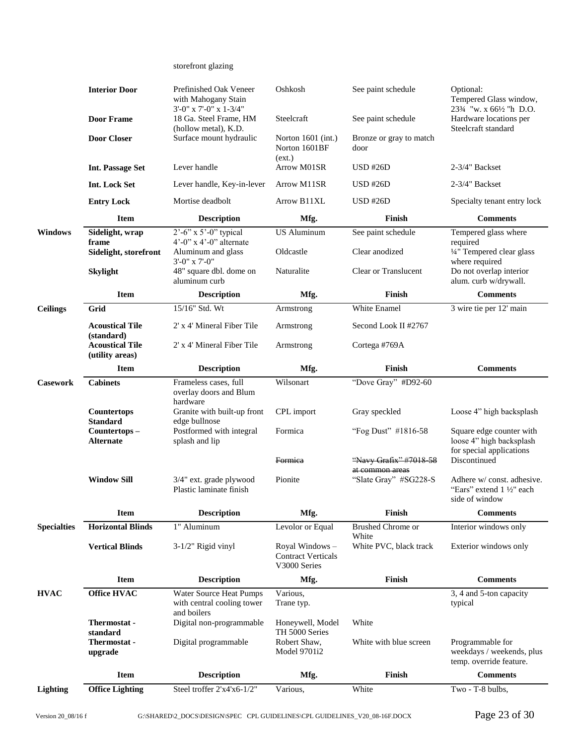| | | storefront glazing | | | |
|---|---|---|---|---|---|
| | **Interior Door** | Prefinished Oak Veneer with Mahogany Stain 3'-0" x 7'-0" x 1-3/4" | Oshkosh | See paint schedule | Optional: Tempered Glass window, 23¾ "w. x 66½ "h D.O. |
| | **Door Frame** | 18 Ga. Steel Frame, HM (hollow metal), K.D. | Steelcraft | See paint schedule | Hardware locations per Steelcraft standard |
| | **Door Closer** | Surface mount hydraulic | Norton 1601 (int.) Norton 1601BF (ext.) | Bronze or gray to match door | |
| | **Int. Passage Set** | Lever handle | Arrow M01SR | USD #26D | 2-3/4" Backset |
| | **Int. Lock Set** | Lever handle, Key-in-lever | Arrow M11SR | USD #26D | 2-3/4" Backset |
| | **Entry Lock** | Mortise deadbolt | Arrow B11XL | USD #26D | Specialty tenant entry lock |

| | Item | Description | Mfg. | Finish | Comments |
|---|---|---|---|---|---|
| **Windows** | **Sidelight, wrap frame** | 2'-6" x 5'-0" typical 4'-0" x 4'-0" alternate | US Aluminum | See paint schedule | Tempered glass where required |
| | **Sidelight, storefront** | Aluminum and glass 3'-0" x 7'-0" | Oldcastle | Clear anodized | ¼" Tempered clear glass where required |
| | **Skylight** | 48" square dbl. dome on aluminum curb | Naturalite | Clear or Translucent | Do not overlap interior alum. curb w/drywall. |

| | Item | Description | Mfg. | Finish | Comments |
|---|---|---|---|---|---|
| **Ceilings** | **Grid** | 15/16" Std. Wt | Armstrong | White Enamel | 3 wire tie per 12' main |
| | **Acoustical Tile (standard)** | 2' x 4' Mineral Fiber Tile | Armstrong | Second Look II #2767 | |
| | **Acoustical Tile (utility areas)** | 2' x 4' Mineral Fiber Tile | Armstrong | Cortega #769A | |

| | Item | Description | Mfg. | Finish | Comments |
|---|---|---|---|---|---|
| **Casework** | **Cabinets** | Frameless cases, full overlay doors and Blum hardware | Wilsonart | "Dove Gray" #D92-60 | |
| | **Countertops Standard** | Granite with built-up front edge bullnose | CPL import | Gray speckled | Loose 4" high backsplash |
| | **Countertops – Alternate** | Postformed with integral splash and lip | Formica | "Fog Dust" #1816-58 | Square edge counter with loose 4" high backsplash for special applications |
| | | | ~~Formica~~ | ~~"Navy Grafix" #7018-58 at common areas~~ | Discontinued |
| | **Window Sill** | 3/4" ext. grade plywood Plastic laminate finish | Pionite | "Slate Gray" #SG228-S | Adhere w/ const. adhesive. "Ears" extend 1 ½" each side of window |

| | Item | Description | Mfg. | Finish | Comments |
|---|---|---|---|---|---|
| **Specialties** | **Horizontal Blinds** | 1" Aluminum | Levolor or Equal | Brushed Chrome or White | Interior windows only |
| | **Vertical Blinds** | 3-1/2" Rigid vinyl | Royal Windows – Contract Verticals V3000 Series | White PVC, black track | Exterior windows only |

| | Item | Description | Mfg. | Finish | Comments |
|---|---|---|---|---|---|
| **HVAC** | **Office HVAC** | Water Source Heat Pumps with central cooling tower and boilers | Various, Trane typ. | | 3, 4 and 5-ton capacity typical |
| | **Thermostat - standard** | Digital non-programmable | Honeywell, Model TH 5000 Series | White | |
| | **Thermostat - upgrade** | Digital programmable | Robert Shaw, Model 9701i2 | White with blue screen | Programmable for weekdays / weekends, plus temp. override feature. |

| | Item | Description | Mfg. | Finish | Comments |
|---|---|---|---|---|---|
| **Lighting** | **Office Lighting** | Steel troffer 2'x4'x6-1/2" | Various, | White | Two - T-8 bulbs, |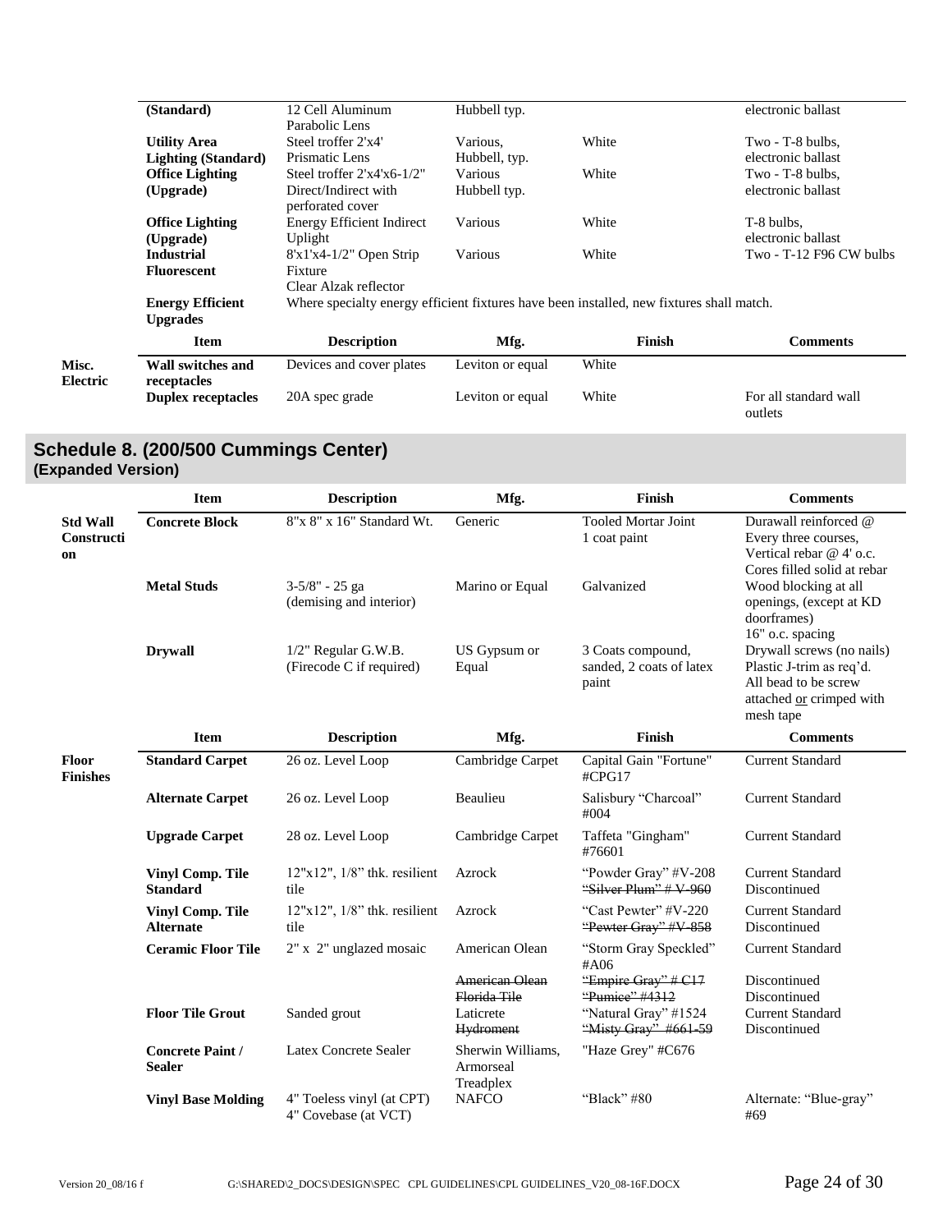| | Item | Description | Mfg. | Finish | Comments |
|---|---|---|---|---|---|
| | **(Standard)** | 12 Cell Aluminum Parabolic Lens | Hubbell typ. | | electronic ballast |
| | **Utility Area Lighting (Standard)** | Steel troffer 2'x4' Prismatic Lens | Various, Hubbell, typ. | White | Two - T-8 bulbs, electronic ballast |
| | **Office Lighting (Upgrade)** | Steel troffer 2'x4'x6-1/2" Direct/Indirect with perforated cover | Various Hubbell typ. | White | Two - T-8 bulbs, electronic ballast |
| | **Office Lighting (Upgrade)** | Energy Efficient Indirect Uplight | Various | White | T-8 bulbs, electronic ballast |
| | **Industrial Fluorescent** | 8'x1'x4-1/2" Open Strip Fixture Clear Alzak reflector | Various | White | Two - T-12 F96 CW bulbs |
| | **Energy Efficient Upgrades** | Where specialty energy efficient fixtures have been installed, new fixtures shall match. | | | |

| | Item | Description | Mfg. | Finish | Comments |
|---|---|---|---|---|---|
| **Misc. Electric** | **Wall switches and receptacles** | Devices and cover plates | Leviton or equal | White | |
| | **Duplex receptacles** | 20A spec grade | Leviton or equal | White | For all standard wall outlets |

## Schedule 8. (200/500 Cummings Center)
### (Expanded Version)

| | Item | Description | Mfg. | Finish | Comments |
|---|---|---|---|---|---|
| **Std Wall Construction** | **Concrete Block** | 8"x 8" x 16" Standard Wt. | Generic | Tooled Mortar Joint 1 coat paint | Durawall reinforced @ Every three courses, Vertical rebar @ 4' o.c. Cores filled solid at rebar |
| | **Metal Studs** | 3-5/8" - 25 ga (demising and interior) | Marino or Equal | Galvanized | Wood blocking at all openings, (except at KD doorframes) 16" o.c. spacing |
| | **Drywall** | 1/2" Regular G.W.B. (Firecode C if required) | US Gypsum or Equal | 3 Coats compound, sanded, 2 coats of latex paint | Drywall screws (no nails) Plastic J-trim as req'd. All bead to be screw attached <u>or</u> crimped with mesh tape |

| | Item | Description | Mfg. | Finish | Comments |
|---|---|---|---|---|---|
| **Floor Finishes** | **Standard Carpet** | 26 oz. Level Loop | Cambridge Carpet | Capital Gain "Fortune" #CPG17 | Current Standard |
| | **Alternate Carpet** | 26 oz. Level Loop | Beaulieu | Salisbury "Charcoal" #004 | Current Standard |
| | **Upgrade Carpet** | 28 oz. Level Loop | Cambridge Carpet | Taffeta "Gingham" #76601 | Current Standard |
| | **Vinyl Comp. Tile Standard** | 12"x12", 1/8" thk. resilient tile | Azrock | "Powder Gray" #V-208 ~~"Silver Plum" # V-960~~ | Current Standard Discontinued |
| | **Vinyl Comp. Tile Alternate** | 12"x12", 1/8" thk. resilient tile | Azrock | "Cast Pewter" #V-220 ~~"Pewter Gray" #V-858~~ | Current Standard Discontinued |
| | **Ceramic Floor Tile** | 2" x 2" unglazed mosaic | American Olean | "Storm Gray Speckled" #A06 | Current Standard |
| | | | ~~American Olean~~ ~~Florida Tile~~ | ~~"Empire Gray" # C17~~ ~~"Pumice" #4312~~ | Discontinued Discontinued |
| | **Floor Tile Grout** | Sanded grout | Laticrete ~~Hydroment~~ | "Natural Gray" #1524 ~~"Misty Gray" #661-59~~ | Current Standard Discontinued |
| | **Concrete Paint / Sealer** | Latex Concrete Sealer | Sherwin Williams, Armorseal Treadplex | "Haze Grey" #C676 | |
| | **Vinyl Base Molding** | 4" Toeless vinyl (at CPT) 4" Covebase (at VCT) | NAFCO | "Black" #80 | Alternate: "Blue-gray" #69 |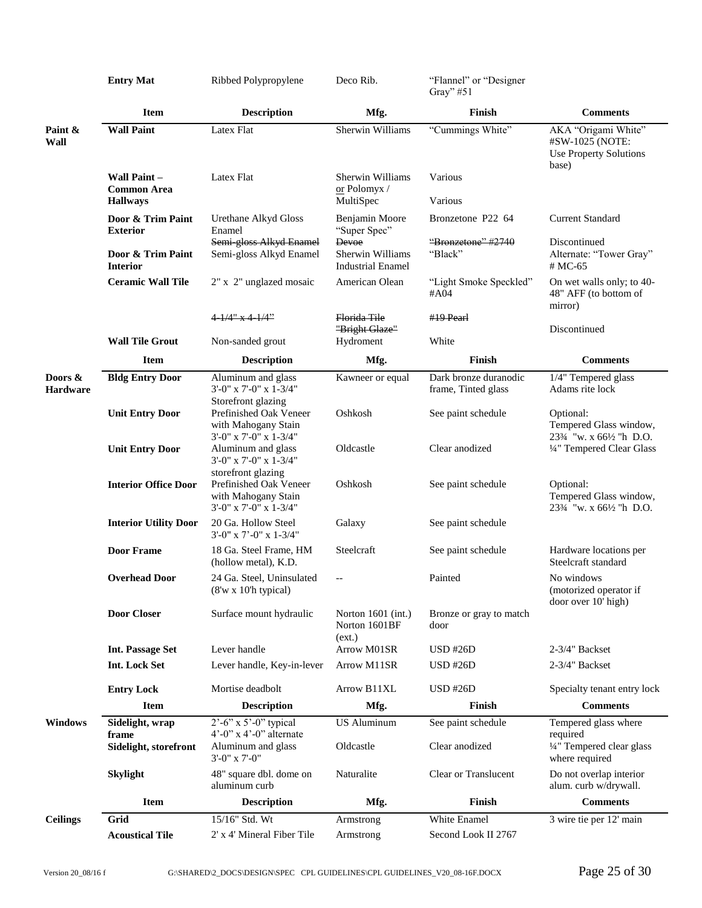| | Item | Description | Mfg. | Finish | Comments |
|---|---|---|---|---|---|
| | **Entry Mat** | Ribbed Polypropylene | Deco Rib. | "Flannel" or "Designer Gray" #51 | |
| | **Item** | **Description** | **Mfg.** | **Finish** | **Comments** |
| **Paint & Wall** | **Wall Paint** | Latex Flat | Sherwin Williams | "Cummings White" | AKA "Origami White" #SW-1025 (NOTE: Use Property Solutions base) |
| | **Wall Paint – Common Area Hallways** | Latex Flat | Sherwin Williams or Polomyx / MultiSpec | Various<br>Various | |
| | **Door & Trim Paint Exterior** | Urethane Alkyd Gloss Enamel<br>~~Semi-gloss Alkyd Enamel~~ | Benjamin Moore "Super Spec"<br>~~Devoe~~ | Bronzetone P22 64<br>~~"Bronzetone" #2740~~ | Current Standard<br>Discontinued |
| | **Door & Trim Paint Interior** | Semi-gloss Alkyd Enamel | Sherwin Williams Industrial Enamel | "Black" | Alternate: "Tower Gray" # MC-65 |
| | **Ceramic Wall Tile** | 2" x 2" unglazed mosaic<br>~~4-1/4" x 4-1/4"~~ | American Olean<br>~~Florida Tile "Bright Glaze"~~ | "Light Smoke Speckled" #A04<br>~~#19 Pearl~~ | On wet walls only; to 40-48" AFF (to bottom of mirror)<br>Discontinued |
| | **Wall Tile Grout** | Non-sanded grout | Hydroment | White | |
| | **Item** | **Description** | **Mfg.** | **Finish** | **Comments** |
| **Doors & Hardware** | **Bldg Entry Door** | Aluminum and glass 3'-0" x 7'-0" x 1-3/4" Storefront glazing | Kawneer or equal | Dark bronze duranodic frame, Tinted glass | 1/4" Tempered glass Adams rite lock |
| | **Unit Entry Door** | Prefinished Oak Veneer with Mahogany Stain 3'-0" x 7'-0" x 1-3/4" | Oshkosh | See paint schedule | Optional: Tempered Glass window, 23¾ "w. x 66½ "h D.O. |
| | **Unit Entry Door** | Aluminum and glass 3'-0" x 7'-0" x 1-3/4" storefront glazing | Oldcastle | Clear anodized | ¼" Tempered Clear Glass |
| | **Interior Office Door** | Prefinished Oak Veneer with Mahogany Stain 3'-0" x 7'-0" x 1-3/4" | Oshkosh | See paint schedule | Optional: Tempered Glass window, 23¾ "w. x 66½ "h D.O. |
| | **Interior Utility Door** | 20 Ga. Hollow Steel 3'-0" x 7'-0" x 1-3/4" | Galaxy | See paint schedule | |
| | **Door Frame** | 18 Ga. Steel Frame, HM (hollow metal), K.D. | Steelcraft | See paint schedule | Hardware locations per Steelcraft standard |
| | **Overhead Door** | 24 Ga. Steel, Uninsulated (8'w x 10'h typical) | -- | Painted | No windows (motorized operator if door over 10' high) |
| | **Door Closer** | Surface mount hydraulic | Norton 1601 (int.) Norton 1601BF (ext.) | Bronze or gray to match door | |
| | **Int. Passage Set** | Lever handle | Arrow M01SR | USD #26D | 2-3/4" Backset |
| | **Int. Lock Set** | Lever handle, Key-in-lever | Arrow M11SR | USD #26D | 2-3/4" Backset |
| | **Entry Lock** | Mortise deadbolt | Arrow B11XL | USD #26D | Specialty tenant entry lock |
| | **Item** | **Description** | **Mfg.** | **Finish** | **Comments** |
| **Windows** | **Sidelight, wrap frame** | 2'-6" x 5'-0" typical 4'-0" x 4'-0" alternate | US Aluminum | See paint schedule | Tempered glass where required |
| | **Sidelight, storefront** | Aluminum and glass 3'-0" x 7'-0" | Oldcastle | Clear anodized | ¼" Tempered clear glass where required |
| | **Skylight** | 48" square dbl. dome on aluminum curb | Naturalite | Clear or Translucent | Do not overlap interior alum. curb w/drywall. |
| | **Item** | **Description** | **Mfg.** | **Finish** | **Comments** |
| **Ceilings** | **Grid** | 15/16" Std. Wt | Armstrong | White Enamel | 3 wire tie per 12' main |
| | **Acoustical Tile** | 2' x 4' Mineral Fiber Tile | Armstrong | Second Look II 2767 | |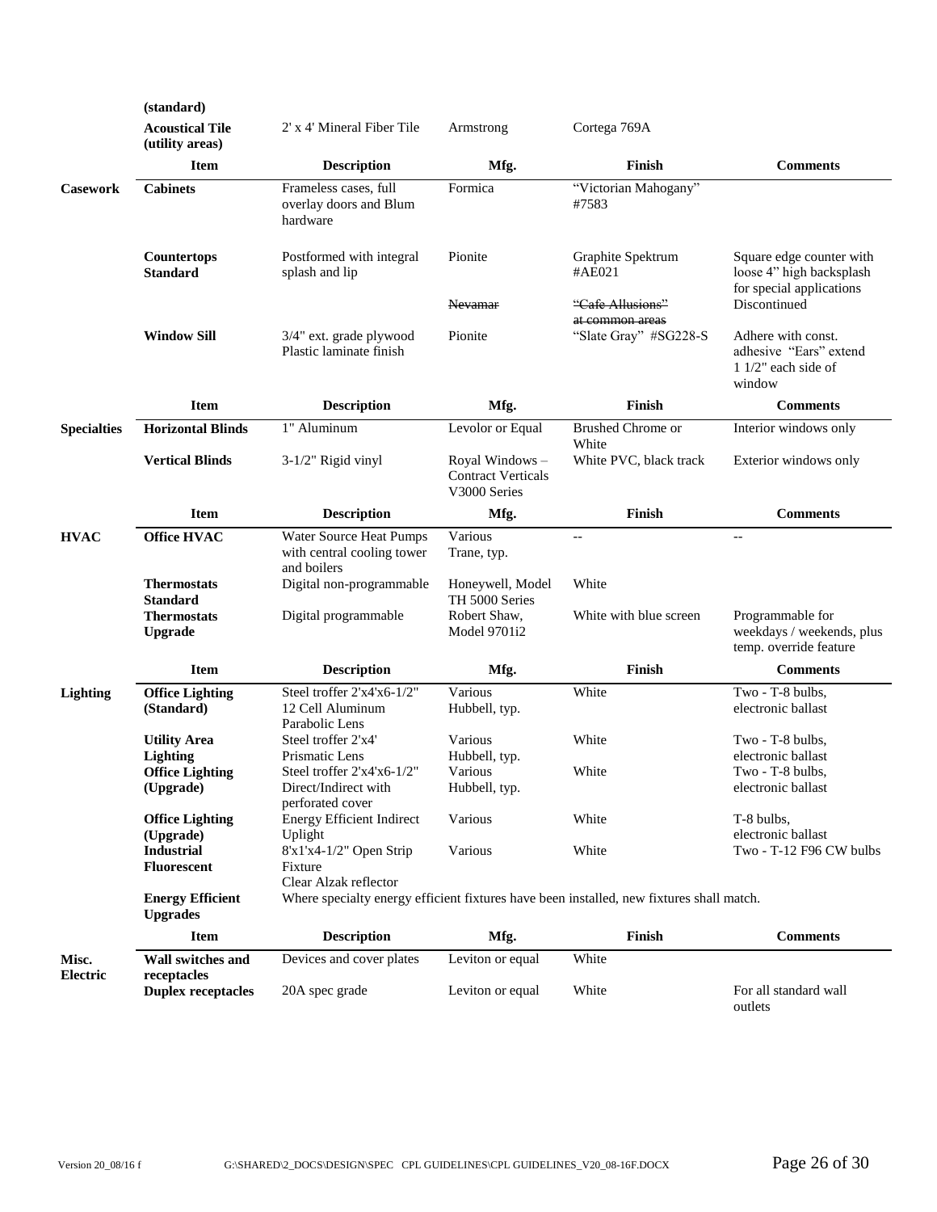| | Item | Description | Mfg. | Finish | Comments |
|---|---|---|---|---|---|
| | **(standard)** | | | | |
| | **Acoustical Tile (utility areas)** | 2' x 4' Mineral Fiber Tile | Armstrong | Cortega 769A | |
| | **Item** | **Description** | **Mfg.** | **Finish** | **Comments** |
| **Casework** | **Cabinets** | Frameless cases, full overlay doors and Blum hardware | Formica | "Victorian Mahogany" #7583 | |
| | **Countertops Standard** | Postformed with integral splash and lip | Pionite | Graphite Spektrum #AE021 | Square edge counter with loose 4" high backsplash for special applications |
| | | | ~~Nevamar~~ | ~~"Cafe Allusions" at common areas~~ | Discontinued |
| | **Window Sill** | 3/4" ext. grade plywood Plastic laminate finish | Pionite | "Slate Gray" #SG228-S | Adhere with const. adhesive "Ears" extend 1 1/2" each side of window |
| | **Item** | **Description** | **Mfg.** | **Finish** | **Comments** |
| **Specialties** | **Horizontal Blinds** | 1" Aluminum | Levolor or Equal | Brushed Chrome or White | Interior windows only |
| | **Vertical Blinds** | 3-1/2" Rigid vinyl | Royal Windows – Contract Verticals V3000 Series | White PVC, black track | Exterior windows only |
| | **Item** | **Description** | **Mfg.** | **Finish** | **Comments** |
| **HVAC** | **Office HVAC** | Water Source Heat Pumps with central cooling tower and boilers | Various Trane, typ. | -- | -- |
| | **Thermostats Standard** | Digital non-programmable | Honeywell, Model TH 5000 Series | White | |
| | **Thermostats Upgrade** | Digital programmable | Robert Shaw, Model 9701i2 | White with blue screen | Programmable for weekdays / weekends, plus temp. override feature |
| | **Item** | **Description** | **Mfg.** | **Finish** | **Comments** |
| **Lighting** | **Office Lighting (Standard)** | Steel troffer 2'x4'x6-1/2" 12 Cell Aluminum Parabolic Lens | Various Hubbell, typ. | White | Two - T-8 bulbs, electronic ballast |
| | **Utility Area Lighting** | Steel troffer 2'x4' Prismatic Lens | Various Hubbell, typ. | White | Two - T-8 bulbs, electronic ballast |
| | **Office Lighting (Upgrade)** | Steel troffer 2'x4'x6-1/2" Direct/Indirect with perforated cover | Various Hubbell, typ. | White | Two - T-8 bulbs, electronic ballast |
| | **Office Lighting (Upgrade)** | Energy Efficient Indirect Uplight | Various | White | T-8 bulbs, electronic ballast |
| | **Industrial Fluorescent** | 8'x1'x4-1/2" Open Strip Fixture Clear Alzak reflector | Various | White | Two - T-12 F96 CW bulbs |
| | **Energy Efficient Upgrades** | Where specialty energy efficient fixtures have been installed, new fixtures shall match. | | | |
| | **Item** | **Description** | **Mfg.** | **Finish** | **Comments** |
| **Misc. Electric** | **Wall switches and receptacles** | Devices and cover plates | Leviton or equal | White | |
| | **Duplex receptacles** | 20A spec grade | Leviton or equal | White | For all standard wall outlets |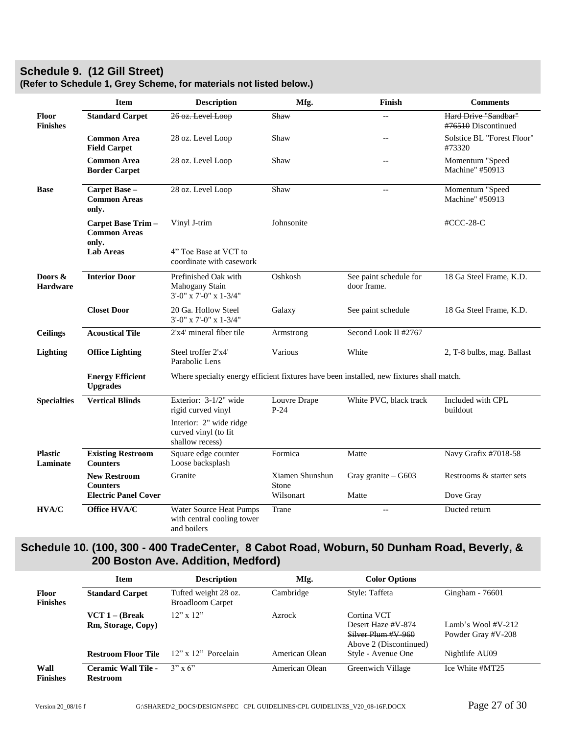## Schedule 9. (12 Gill Street)

**(Refer to Schedule 1, Grey Scheme, for materials not listed below.)**

| | Item | Description | Mfg. | Finish | Comments |
|---|---|---|---|---|---|
| **Floor Finishes** | **Standard Carpet** | ~~26 oz. Level Loop~~ | ~~Shaw~~ | -- | ~~Hard Drive "Sandbar" #76510~~ Discontinued |
| | **Common Area Field Carpet** | 28 oz. Level Loop | Shaw | -- | Solstice BL "Forest Floor" #73320 |
| | **Common Area Border Carpet** | 28 oz. Level Loop | Shaw | -- | Momentum "Speed Machine" #50913 |
| **Base** | **Carpet Base – Common Areas only.** | 28 oz. Level Loop | Shaw | -- | Momentum "Speed Machine" #50913 |
| | **Carpet Base Trim – Common Areas only.** | Vinyl J-trim | Johnsonite | | #CCC-28-C |
| | **Lab Areas** | 4" Toe Base at VCT to coordinate with casework | | | |
| **Doors & Hardware** | **Interior Door** | Prefinished Oak with Mahogany Stain 3'-0" x 7'-0" x 1-3/4" | Oshkosh | See paint schedule for door frame. | 18 Ga Steel Frame, K.D. |
| | **Closet Door** | 20 Ga. Hollow Steel 3'-0" x 7'-0" x 1-3/4" | Galaxy | See paint schedule | 18 Ga Steel Frame, K.D. |
| **Ceilings** | **Acoustical Tile** | 2'x4' mineral fiber tile | Armstrong | Second Look II #2767 | |
| **Lighting** | **Office Lighting** | Steel troffer 2'x4' Parabolic Lens | Various | White | 2, T-8 bulbs, mag. Ballast |
| | **Energy Efficient Upgrades** | Where specialty energy efficient fixtures have been installed, new fixtures shall match. | | | |
| **Specialties** | **Vertical Blinds** | Exterior: 3-1/2" wide rigid curved vinyl<br>Interior: 2" wide ridge curved vinyl (to fit shallow recess) | Louvre Drape P-24 | White PVC, black track | Included with CPL buildout |
| **Plastic Laminate** | **Existing Restroom Counters** | Square edge counter Loose backsplash | Formica | Matte | Navy Grafix #7018-58 |
| | **New Restroom Counters** | Granite | Xiamen Shunshun Stone | Gray granite – G603 | Restrooms & starter sets |
| | **Electric Panel Cover** | | Wilsonart | Matte | Dove Gray |
| **HVA/C** | **Office HVA/C** | Water Source Heat Pumps with central cooling tower and boilers | Trane | -- | Ducted return |

## Schedule 10. (100, 300 - 400 TradeCenter, 8 Cabot Road, Woburn, 50 Dunham Road, Beverly, & 200 Boston Ave. Addition, Medford)

| | Item | Description | Mfg. | Color Options | |
|---|---|---|---|---|---|
| **Floor Finishes** | **Standard Carpet** | Tufted weight 28 oz. Broadloom Carpet | Cambridge | Style: Taffeta | Gingham - 76601 |
| | **VCT 1 – (Break Rm, Storage, Copy)** | 12" x 12" | Azrock | Cortina VCT<br>~~Desert Haze #V-874~~<br>~~Silver Plum #V-960~~<br>Above 2 (Discontinued) | Lamb's Wool #V-212<br>Powder Gray #V-208 |
| | **Restroom Floor Tile** | 12" x 12" Porcelain | American Olean | Style - Avenue One | Nightlife AU09 |
| **Wall Finishes** | **Ceramic Wall Tile - Restroom** | 3" x 6" | American Olean | Greenwich Village | Ice White #MT25 |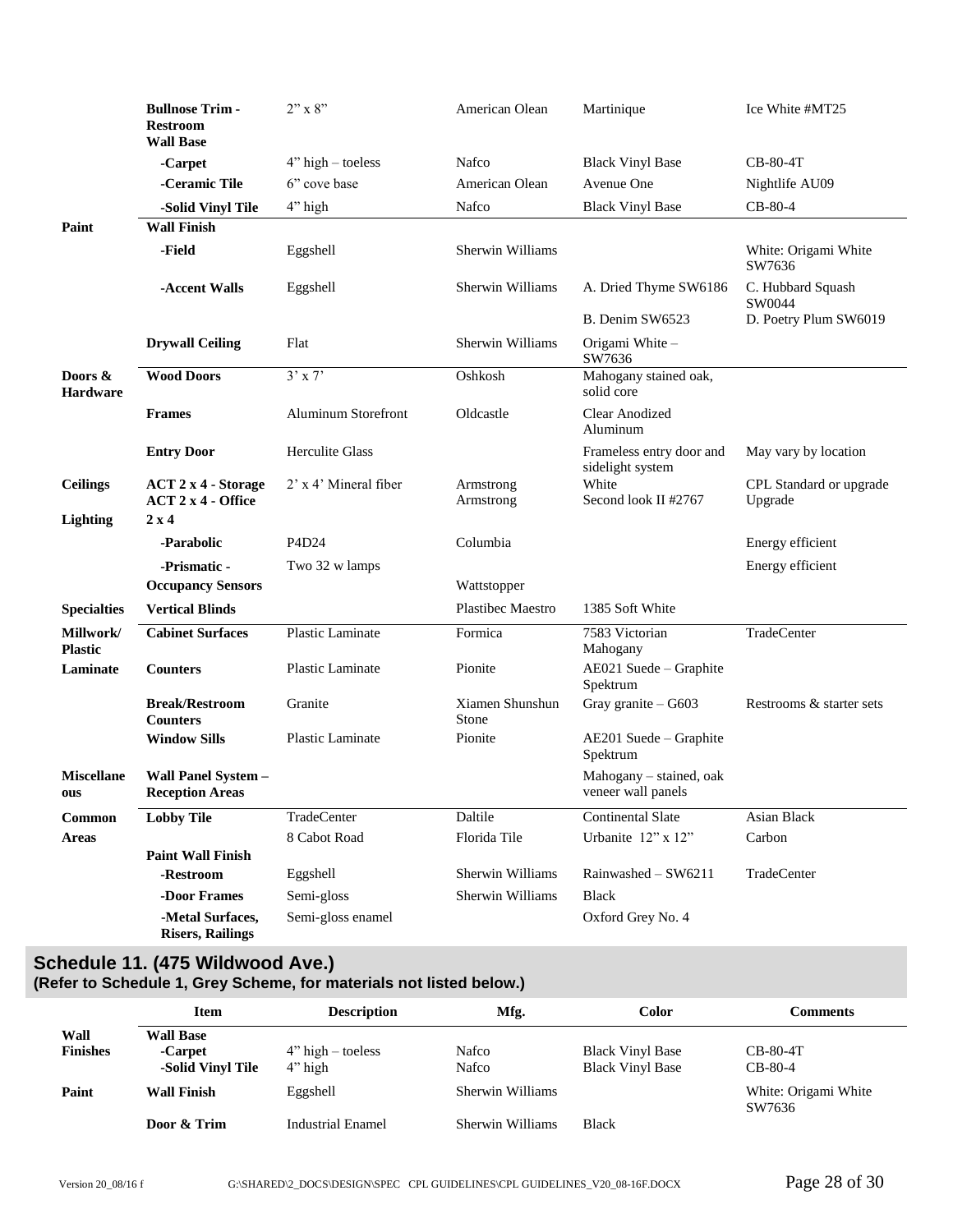| | | | | | |
|---|---|---|---|---|---|
| | **Bullnose Trim - Restroom** | 2" x 8" | American Olean | Martinique | Ice White #MT25 |
| | **Wall Base** | | | | |
| | **-Carpet** | 4" high – toeless | Nafco | Black Vinyl Base | CB-80-4T |
| | **-Ceramic Tile** | 6" cove base | American Olean | Avenue One | Nightlife AU09 |
| | **-Solid Vinyl Tile** | 4" high | Nafco | Black Vinyl Base | CB-80-4 |
| **Paint** | **Wall Finish** | | | | |
| | **-Field** | Eggshell | Sherwin Williams | | White: Origami White SW7636 |
| | **-Accent Walls** | Eggshell | Sherwin Williams | A. Dried Thyme SW6186 | C. Hubbard Squash SW0044 |
| | | | | B. Denim SW6523 | D. Poetry Plum SW6019 |
| | **Drywall Ceiling** | Flat | Sherwin Williams | Origami White – SW7636 | |
| **Doors & Hardware** | **Wood Doors** | 3' x 7' | Oshkosh | Mahogany stained oak, solid core | |
| | **Frames** | Aluminum Storefront | Oldcastle | Clear Anodized Aluminum | |
| | **Entry Door** | Herculite Glass | | Frameless entry door and sidelight system | May vary by location |
| **Ceilings** | **ACT 2 x 4 - Storage** | 2' x 4' Mineral fiber | Armstrong | White | CPL Standard or upgrade |
| | **ACT 2 x 4 - Office** | | Armstrong | Second look II #2767 | Upgrade |
| **Lighting** | **2 x 4** | | | | |
| | **-Parabolic** | P4D24 | Columbia | | Energy efficient |
| | **-Prismatic -** | Two 32 w lamps | | | Energy efficient |
| | **Occupancy Sensors** | | Wattstopper | | |
| **Specialties** | **Vertical Blinds** | | Plastibec Maestro | 1385 Soft White | |
| **Millwork/ Plastic** | **Cabinet Surfaces** | Plastic Laminate | Formica | 7583 Victorian Mahogany | TradeCenter |
| **Laminate** | **Counters** | Plastic Laminate | Pionite | AE021 Suede – Graphite Spektrum | |
| | **Break/Restroom Counters** | Granite | Xiamen Shunshun Stone | Gray granite – G603 | Restrooms & starter sets |
| | **Window Sills** | Plastic Laminate | Pionite | AE201 Suede – Graphite Spektrum | |
| **Miscellaneous** | **Wall Panel System – Reception Areas** | | | Mahogany – stained, oak veneer wall panels | |
| **Common Areas** | **Lobby Tile** | TradeCenter | Daltile | Continental Slate | Asian Black |
| | | 8 Cabot Road | Florida Tile | Urbanite 12" x 12" | Carbon |
| | **Paint Wall Finish** | | | | |
| | **-Restroom** | Eggshell | Sherwin Williams | Rainwashed – SW6211 | TradeCenter |
| | **-Door Frames** | Semi-gloss | Sherwin Williams | Black | |
| | **-Metal Surfaces, Risers, Railings** | Semi-gloss enamel | | Oxford Grey No. 4 | |

## Schedule 11. (475 Wildwood Ave.)

**(Refer to Schedule 1, Grey Scheme, for materials not listed below.)**

| | Item | Description | Mfg. | Color | Comments |
|---|---|---|---|---|---|
| **Wall Finishes** | **Wall Base** | | | | |
| | **-Carpet** | 4" high – toeless | Nafco | Black Vinyl Base | CB-80-4T |
| | **-Solid Vinyl Tile** | 4" high | Nafco | Black Vinyl Base | CB-80-4 |
| **Paint** | **Wall Finish** | Eggshell | Sherwin Williams | | White: Origami White SW7636 |
| | **Door & Trim** | Industrial Enamel | Sherwin Williams | Black | |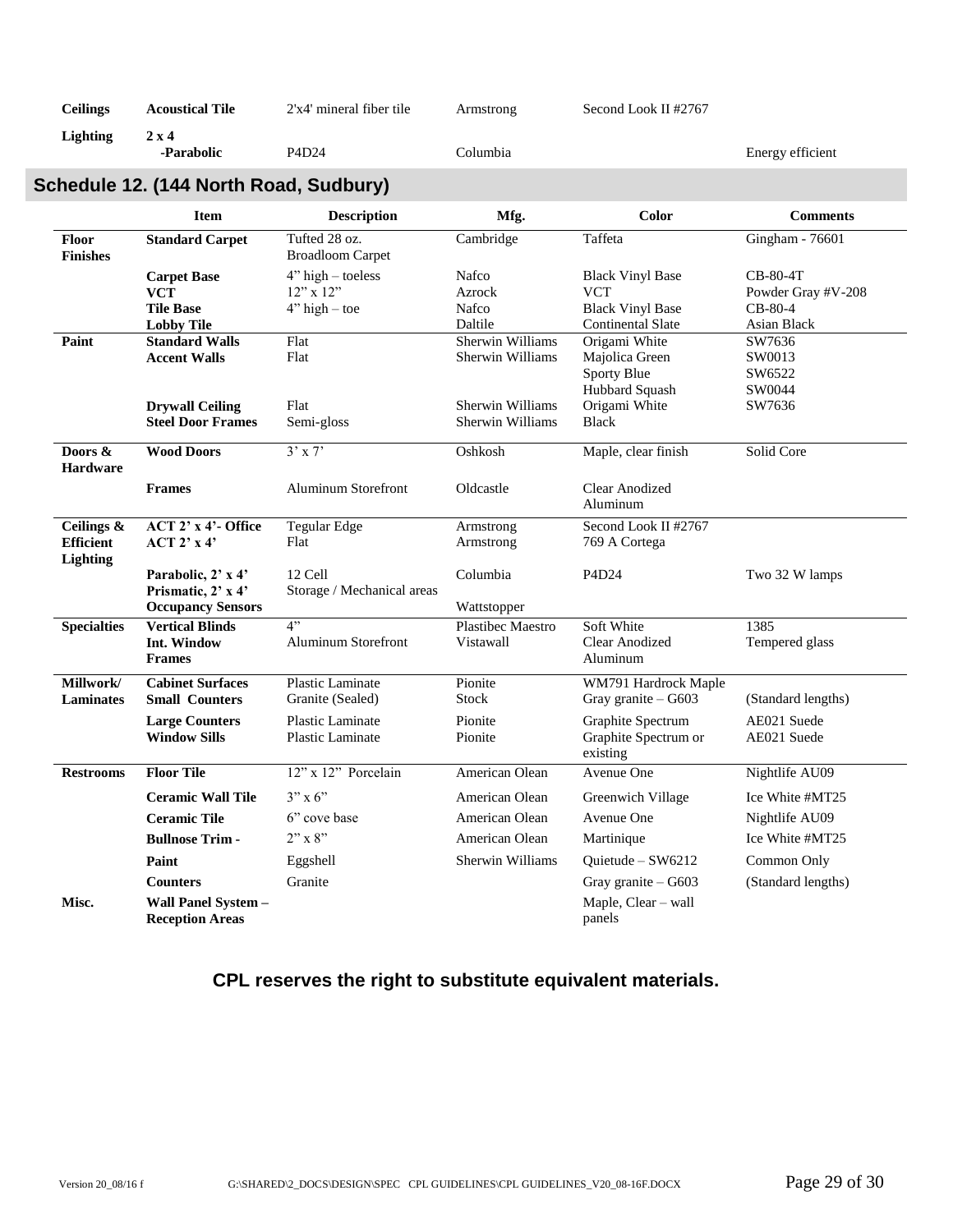| | | | | | |
|---|---|---|---|---|---|
| **Ceilings** | **Acoustical Tile** | 2'x4' mineral fiber tile | Armstrong | Second Look II #2767 | |
| **Lighting** | **2 x 4 -Parabolic** | P4D24 | Columbia | | Energy efficient |

## Schedule 12. (144 North Road, Sudbury)

| | Item | Description | Mfg. | Color | Comments |
|---|---|---|---|---|---|
| **Floor Finishes** | **Standard Carpet** | Tufted 28 oz. Broadloom Carpet | Cambridge | Taffeta | Gingham - 76601 |
| | **Carpet Base** | 4" high – toeless | Nafco | Black Vinyl Base | CB-80-4T |
| | **VCT** | 12" x 12" | Azrock | VCT | Powder Gray #V-208 |
| | **Tile Base** | 4" high – toe | Nafco | Black Vinyl Base | CB-80-4 |
| | **Lobby Tile** | | Daltile | Continental Slate | Asian Black |
| **Paint** | **Standard Walls** | Flat | Sherwin Williams | Origami White | SW7636 |
| | **Accent Walls** | Flat | Sherwin Williams | Majolica Green | SW0013 |
| | | | | Sporty Blue | SW6522 |
| | | | | Hubbard Squash | SW0044 |
| | **Drywall Ceiling** | Flat | Sherwin Williams | Origami White | SW7636 |
| | **Steel Door Frames** | Semi-gloss | Sherwin Williams | Black | |
| **Doors & Hardware** | **Wood Doors** | 3' x 7' | Oshkosh | Maple, clear finish | Solid Core |
| | **Frames** | Aluminum Storefront | Oldcastle | Clear Anodized Aluminum | |
| **Ceilings & Efficient Lighting** | **ACT 2' x 4'- Office** | Tegular Edge | Armstrong | Second Look II #2767 | |
| | **ACT 2' x 4'** | Flat | Armstrong | 769 A Cortega | |
| | **Parabolic, 2' x 4'** | 12 Cell | Columbia | P4D24 | Two 32 W lamps |
| | **Prismatic, 2' x 4'** | Storage / Mechanical areas | | | |
| | **Occupancy Sensors** | | Wattstopper | | |
| **Specialties** | **Vertical Blinds** | 4" | Plastibec Maestro | Soft White | 1385 |
| | **Int. Window Frames** | Aluminum Storefront | Vistawall | Clear Anodized Aluminum | Tempered glass |
| **Millwork/ Laminates** | **Cabinet Surfaces** | Plastic Laminate | Pionite | WM791 Hardrock Maple | |
| | **Small Counters** | Granite (Sealed) | Stock | Gray granite – G603 | (Standard lengths) |
| | **Large Counters** | Plastic Laminate | Pionite | Graphite Spectrum | AE021 Suede |
| | **Window Sills** | Plastic Laminate | Pionite | Graphite Spectrum or existing | AE021 Suede |
| **Restrooms** | **Floor Tile** | 12" x 12" Porcelain | American Olean | Avenue One | Nightlife AU09 |
| | **Ceramic Wall Tile** | 3" x 6" | American Olean | Greenwich Village | Ice White #MT25 |
| | **Ceramic Tile** | 6" cove base | American Olean | Avenue One | Nightlife AU09 |
| | **Bullnose Trim -** | 2" x 8" | American Olean | Martinique | Ice White #MT25 |
| | **Paint** | Eggshell | Sherwin Williams | Quietude – SW6212 | Common Only |
| | **Counters** | Granite | | Gray granite – G603 | (Standard lengths) |
| **Misc.** | **Wall Panel System – Reception Areas** | | | Maple, Clear – wall panels | |

**CPL reserves the right to substitute equivalent materials.**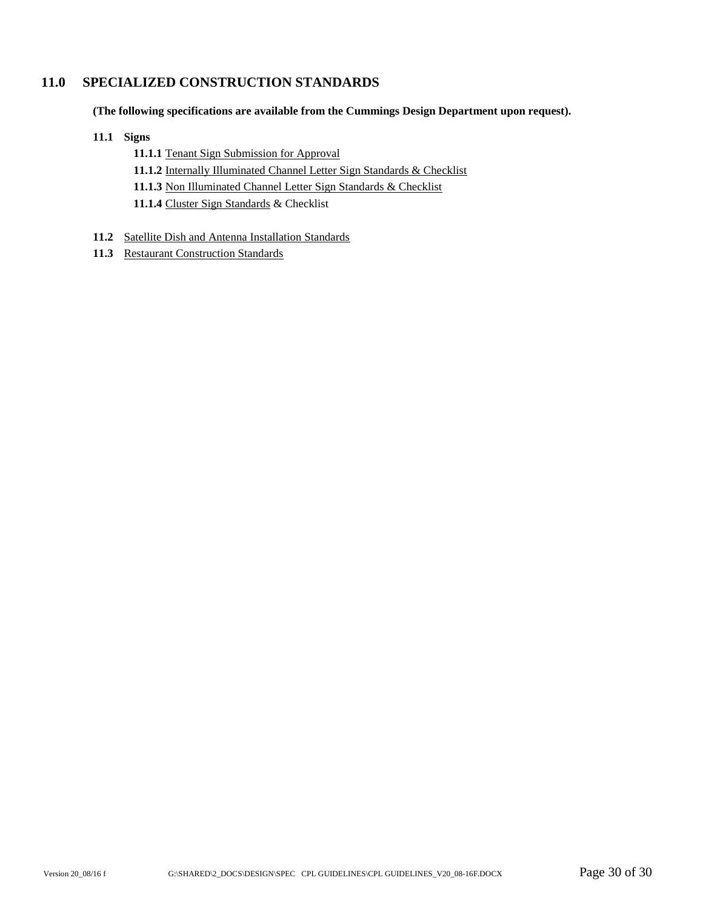## 11.0 SPECIALIZED CONSTRUCTION STANDARDS

**(The following specifications are available from the Cummings Design Department upon request).**

**11.1 Signs**

- **11.1.1** Tenant Sign Submission for Approval
- **11.1.2** Internally Illuminated Channel Letter Sign Standards & Checklist
- **11.1.3** Non Illuminated Channel Letter Sign Standards & Checklist
- **11.1.4** Cluster Sign Standards & Checklist

**11.2** Satellite Dish and Antenna Installation Standards

**11.3** Restaurant Construction Standards